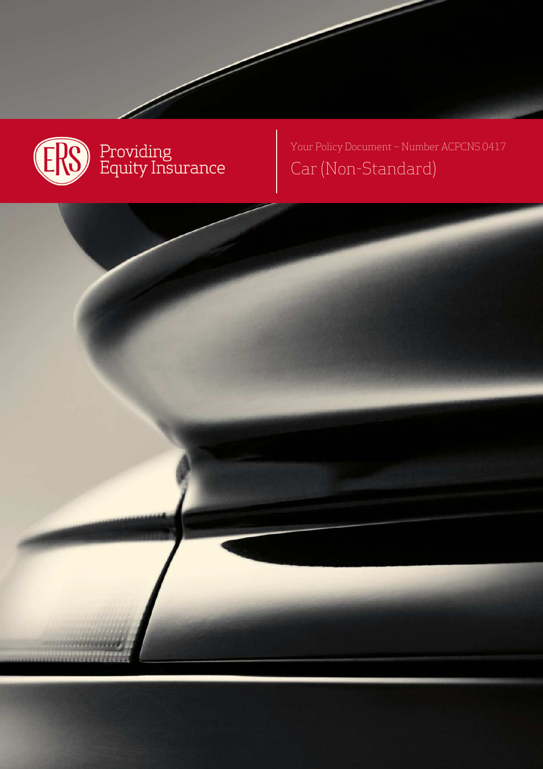ERS

Providing Equity Insurance

Your Policy Document – Number ACPCNS 0417

# Car (Non-Standard)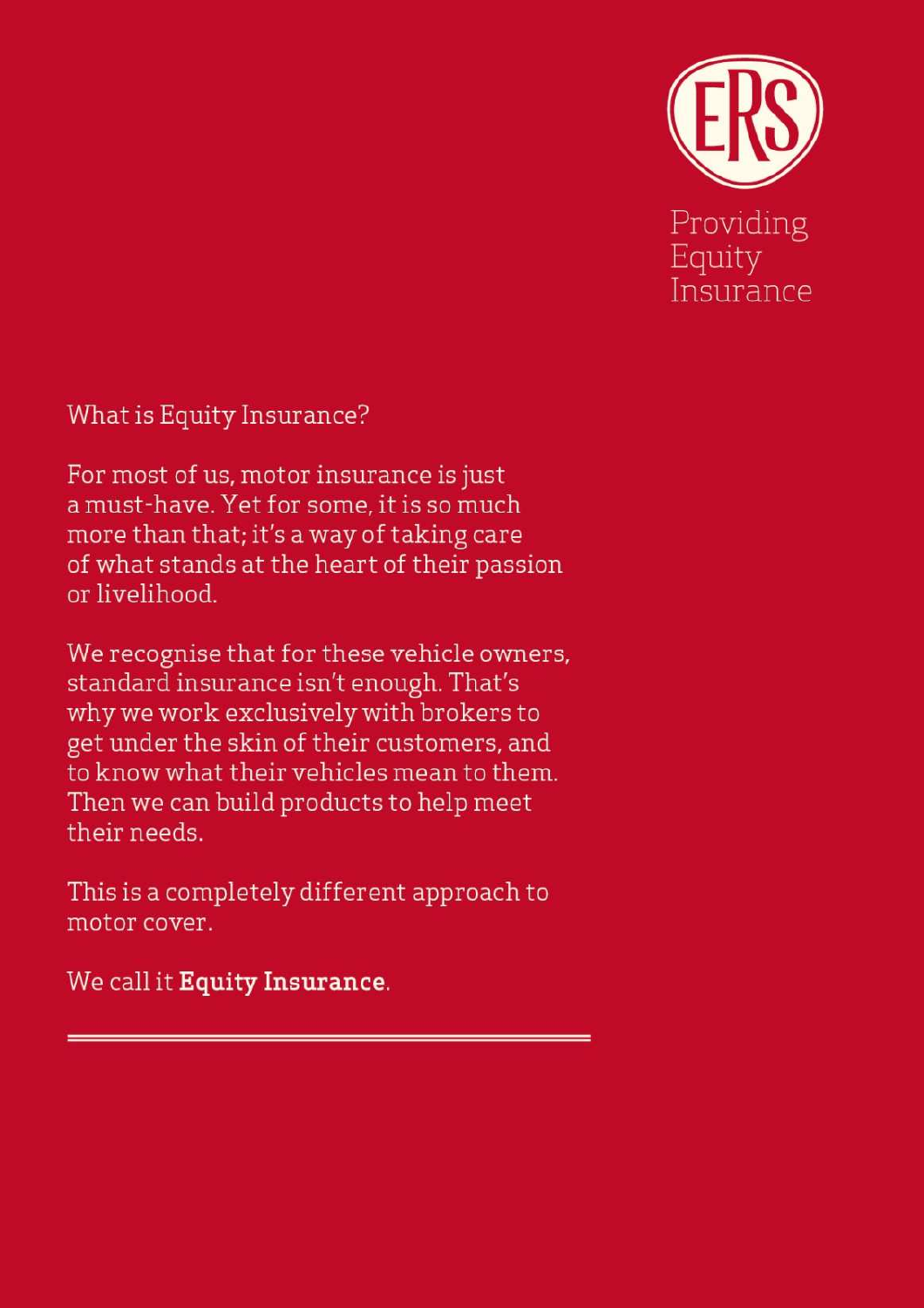ERS

Providing Equity Insurance

## What is Equity Insurance?

For most of us, motor insurance is just a must-have. Yet for some, it is so much more than that; it's a way of taking care of what stands at the heart of their passion or livelihood.

We recognise that for these vehicle owners, standard insurance isn't enough. That's why we work exclusively with brokers to get under the skin of their customers, and to know what their vehicles mean to them. Then we can build products to help meet their needs.

This is a completely different approach to motor cover.

We call it **Equity Insurance**.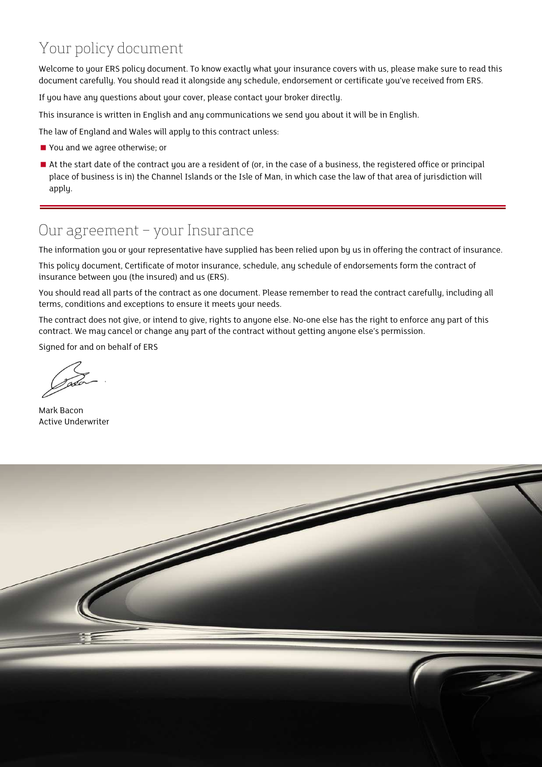# Your policy document

Welcome to your ERS policy document. To know exactly what your insurance covers with us, please make sure to read this document carefully. You should read it alongside any schedule, endorsement or certificate you've received from ERS.

If you have any questions about your cover, please contact your broker directly.

This insurance is written in English and any communications we send you about it will be in English.

The law of England and Wales will apply to this contract unless:

- You and we agree otherwise; or
- At the start date of the contract you are a resident of (or, in the case of a business, the registered office or principal place of business is in) the Channel Islands or the Isle of Man, in which case the law of that area of jurisdiction will apply.

# Our agreement – your Insurance

The information you or your representative have supplied has been relied upon by us in offering the contract of insurance.

This policy document, Certificate of motor insurance, schedule, any schedule of endorsements form the contract of insurance between you (the insured) and us (ERS).

You should read all parts of the contract as one document. Please remember to read the contract carefully, including all terms, conditions and exceptions to ensure it meets your needs.

The contract does not give, or intend to give, rights to anyone else. No-one else has the right to enforce any part of this contract. We may cancel or change any part of the contract without getting anyone else's permission.

Signed for and on behalf of ERS

Mark Bacon
Active Underwriter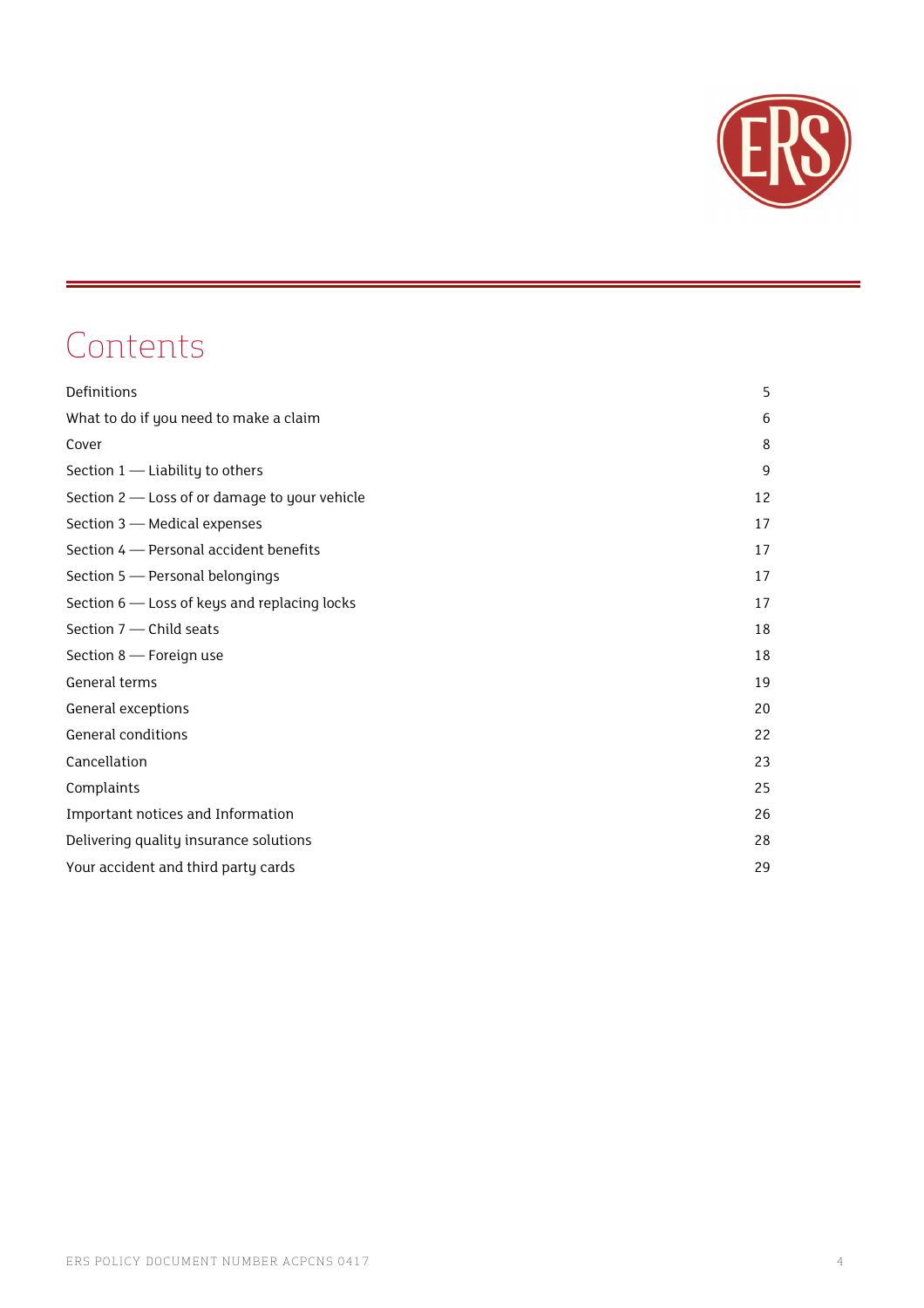# Contents

| | |
|---|---|
| Definitions | 5 |
| What to do if you need to make a claim | 6 |
| Cover | 8 |
| Section 1 — Liability to others | 9 |
| Section 2 — Loss of or damage to your vehicle | 12 |
| Section 3 — Medical expenses | 17 |
| Section 4 — Personal accident benefits | 17 |
| Section 5 — Personal belongings | 17 |
| Section 6 — Loss of keys and replacing locks | 17 |
| Section 7 — Child seats | 18 |
| Section 8 — Foreign use | 18 |
| General terms | 19 |
| General exceptions | 20 |
| General conditions | 22 |
| Cancellation | 23 |
| Complaints | 25 |
| Important notices and Information | 26 |
| Delivering quality insurance solutions | 28 |
| Your accident and third party cards | 29 |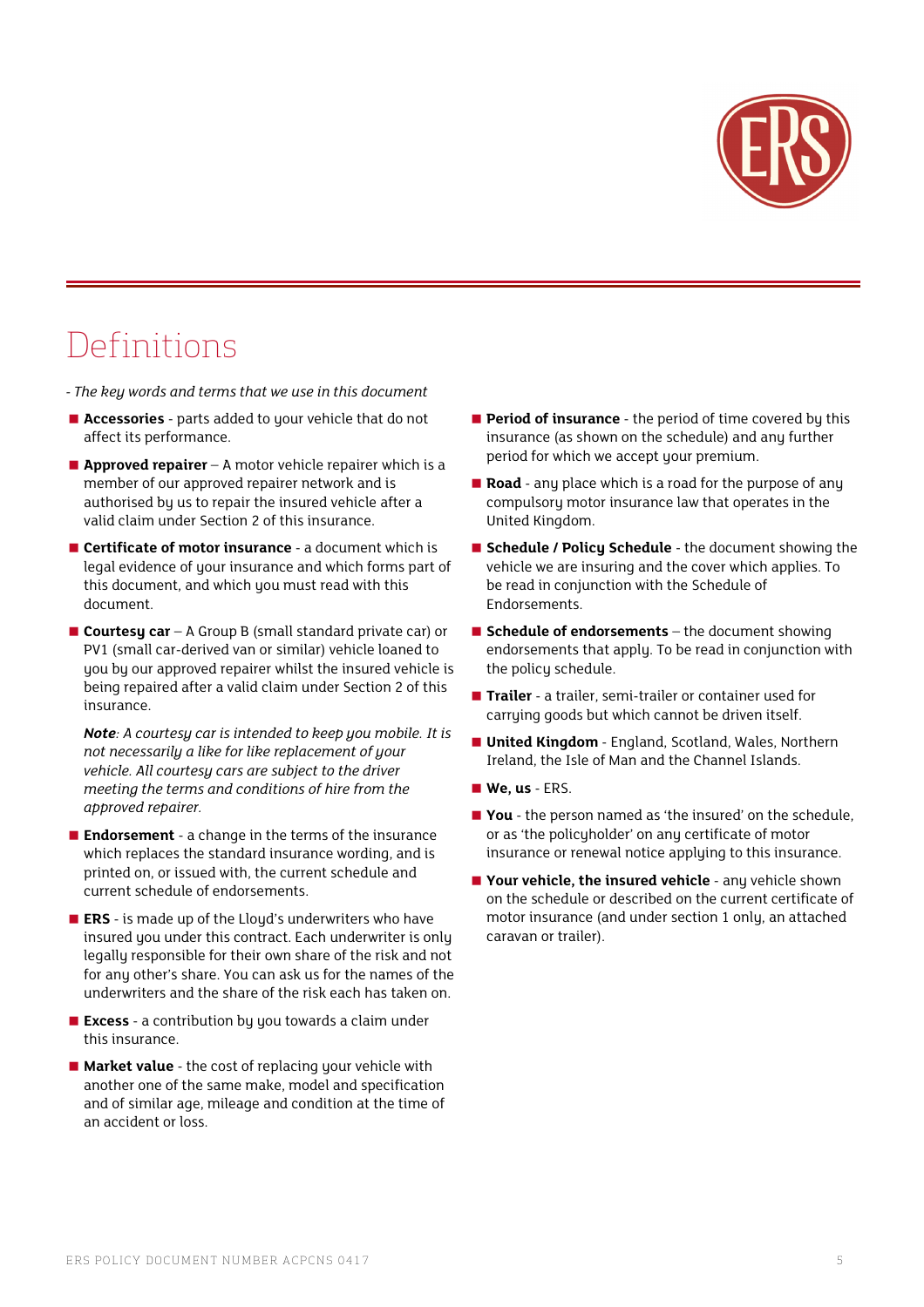# Definitions

*- The key words and terms that we use in this document*

- **Accessories** - parts added to your vehicle that do not affect its performance.
- **Approved repairer** – A motor vehicle repairer which is a member of our approved repairer network and is authorised by us to repair the insured vehicle after a valid claim under Section 2 of this insurance.
- **Certificate of motor insurance** - a document which is legal evidence of your insurance and which forms part of this document, and which you must read with this document.
- **Courtesy car** – A Group B (small standard private car) or PV1 (small car-derived van or similar) vehicle loaned to you by our approved repairer whilst the insured vehicle is being repaired after a valid claim under Section 2 of this insurance.

  ***Note**: A courtesy car is intended to keep you mobile. It is not necessarily a like for like replacement of your vehicle. All courtesy cars are subject to the driver meeting the terms and conditions of hire from the approved repairer.*
- **Endorsement** - a change in the terms of the insurance which replaces the standard insurance wording, and is printed on, or issued with, the current schedule and current schedule of endorsements.
- **ERS** - is made up of the Lloyd's underwriters who have insured you under this contract. Each underwriter is only legally responsible for their own share of the risk and not for any other's share. You can ask us for the names of the underwriters and the share of the risk each has taken on.
- **Excess** - a contribution by you towards a claim under this insurance.
- **Market value** - the cost of replacing your vehicle with another one of the same make, model and specification and of similar age, mileage and condition at the time of an accident or loss.
- **Period of insurance** - the period of time covered by this insurance (as shown on the schedule) and any further period for which we accept your premium.
- **Road** - any place which is a road for the purpose of any compulsory motor insurance law that operates in the United Kingdom.
- **Schedule / Policy Schedule** - the document showing the vehicle we are insuring and the cover which applies. To be read in conjunction with the Schedule of Endorsements.
- **Schedule of endorsements** – the document showing endorsements that apply. To be read in conjunction with the policy schedule.
- **Trailer** - a trailer, semi-trailer or container used for carrying goods but which cannot be driven itself.
- **United Kingdom** - England, Scotland, Wales, Northern Ireland, the Isle of Man and the Channel Islands.
- **We, us** - ERS.
- **You** - the person named as 'the insured' on the schedule, or as 'the policyholder' on any certificate of motor insurance or renewal notice applying to this insurance.
- **Your vehicle, the insured vehicle** - any vehicle shown on the schedule or described on the current certificate of motor insurance (and under section 1 only, an attached caravan or trailer).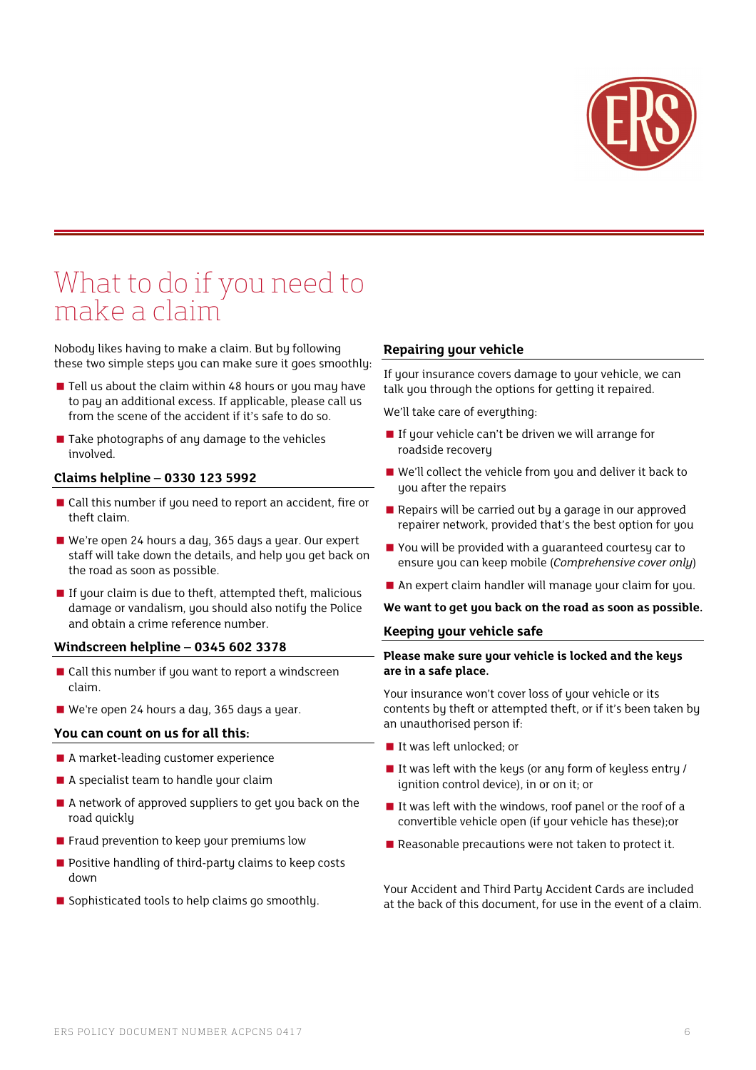# What to do if you need to make a claim

Nobody likes having to make a claim. But by following these two simple steps you can make sure it goes smoothly:

- Tell us about the claim within 48 hours or you may have to pay an additional excess. If applicable, please call us from the scene of the accident if it's safe to do so.
- Take photographs of any damage to the vehicles involved.

### Claims helpline – 0330 123 5992

- Call this number if you need to report an accident, fire or theft claim.
- We're open 24 hours a day, 365 days a year. Our expert staff will take down the details, and help you get back on the road as soon as possible.
- If your claim is due to theft, attempted theft, malicious damage or vandalism, you should also notify the Police and obtain a crime reference number.

### Windscreen helpline – 0345 602 3378

- Call this number if you want to report a windscreen claim.
- We're open 24 hours a day, 365 days a year.

### You can count on us for all this:

- A market-leading customer experience
- A specialist team to handle your claim
- A network of approved suppliers to get you back on the road quickly
- Fraud prevention to keep your premiums low
- Positive handling of third-party claims to keep costs down
- Sophisticated tools to help claims go smoothly.

### Repairing your vehicle

If your insurance covers damage to your vehicle, we can talk you through the options for getting it repaired.

We'll take care of everything:

- If your vehicle can't be driven we will arrange for roadside recovery
- We'll collect the vehicle from you and deliver it back to you after the repairs
- Repairs will be carried out by a garage in our approved repairer network, provided that's the best option for you
- You will be provided with a guaranteed courtesy car to ensure you can keep mobile (*Comprehensive cover only*)
- An expert claim handler will manage your claim for you.

**We want to get you back on the road as soon as possible.**

### Keeping your vehicle safe

**Please make sure your vehicle is locked and the keys are in a safe place.**

Your insurance won't cover loss of your vehicle or its contents by theft or attempted theft, or if it's been taken by an unauthorised person if:

- It was left unlocked; or
- It was left with the keys (or any form of keyless entry / ignition control device), in or on it; or
- It was left with the windows, roof panel or the roof of a convertible vehicle open (if your vehicle has these);or
- Reasonable precautions were not taken to protect it.

Your Accident and Third Party Accident Cards are included at the back of this document, for use in the event of a claim.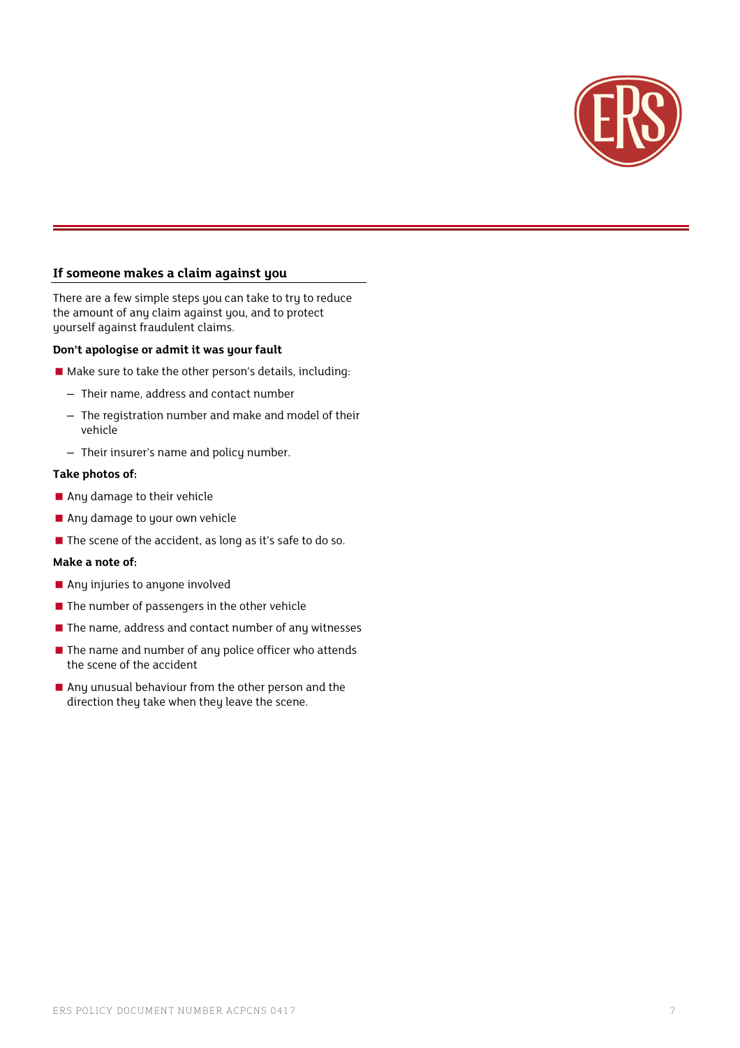## If someone makes a claim against you

There are a few simple steps you can take to try to reduce the amount of any claim against you, and to protect yourself against fraudulent claims.

**Don't apologise or admit it was your fault**

- Make sure to take the other person's details, including:
  - Their name, address and contact number
  - The registration number and make and model of their vehicle
  - Their insurer's name and policy number.

**Take photos of:**

- Any damage to their vehicle
- Any damage to your own vehicle
- The scene of the accident, as long as it's safe to do so.

**Make a note of:**

- Any injuries to anyone involved
- The number of passengers in the other vehicle
- The name, address and contact number of any witnesses
- The name and number of any police officer who attends the scene of the accident
- Any unusual behaviour from the other person and the direction they take when they leave the scene.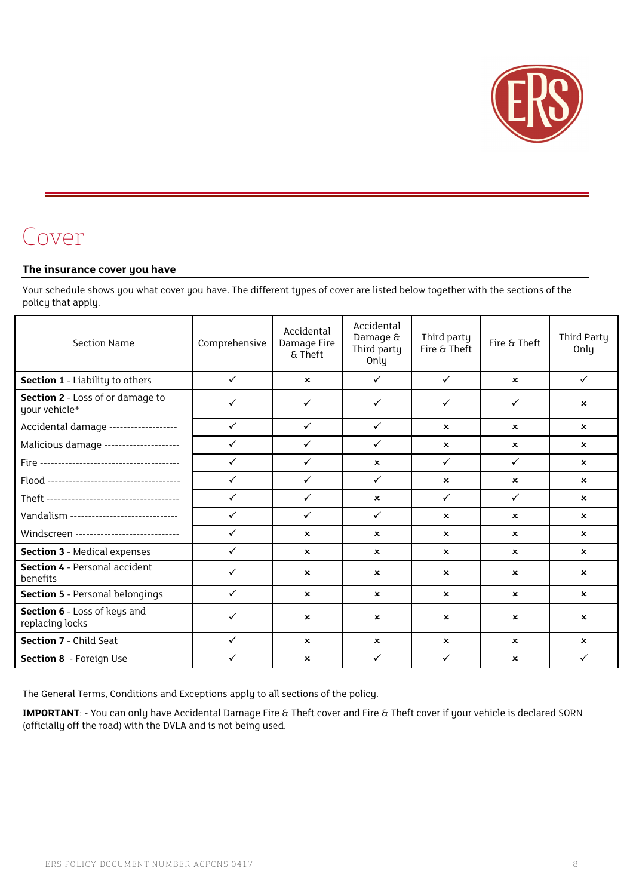# Cover

## The insurance cover you have

Your schedule shows you what cover you have. The different types of cover are listed below together with the sections of the policy that apply.

| Section Name | Comprehensive | Accidental Damage Fire & Theft | Accidental Damage & Third party Only | Third party Fire & Theft | Fire & Theft | Third Party Only |
|---|---|---|---|---|---|---|
| **Section 1** - Liability to others | ✓ | × | ✓ | ✓ | × | ✓ |
| **Section 2** - Loss of or damage to your vehicle* | ✓ | ✓ | ✓ | ✓ | ✓ | × |
| Accidental damage ------------------- | ✓ | ✓ | ✓ | × | × | × |
| Malicious damage --------------------- | ✓ | ✓ | ✓ | × | × | × |
| Fire ---------------------------------------- | ✓ | ✓ | × | ✓ | ✓ | × |
| Flood ------------------------------------- | ✓ | ✓ | ✓ | × | × | × |
| Theft -------------------------------------- | ✓ | ✓ | × | ✓ | ✓ | × |
| Vandalism ------------------------------ | ✓ | ✓ | ✓ | × | × | × |
| Windscreen ----------------------------- | ✓ | × | × | × | × | × |
| **Section 3** - Medical expenses | ✓ | × | × | × | × | × |
| **Section 4** - Personal accident benefits | ✓ | × | × | × | × | × |
| **Section 5** - Personal belongings | ✓ | × | × | × | × | × |
| **Section 6** - Loss of keys and replacing locks | ✓ | × | × | × | × | × |
| **Section 7** - Child Seat | ✓ | × | × | × | × | × |
| **Section 8** - Foreign Use | ✓ | × | ✓ | ✓ | × | ✓ |

The General Terms, Conditions and Exceptions apply to all sections of the policy.

**IMPORTANT**: - You can only have Accidental Damage Fire & Theft cover and Fire & Theft cover if your vehicle is declared SORN (officially off the road) with the DVLA and is not being used.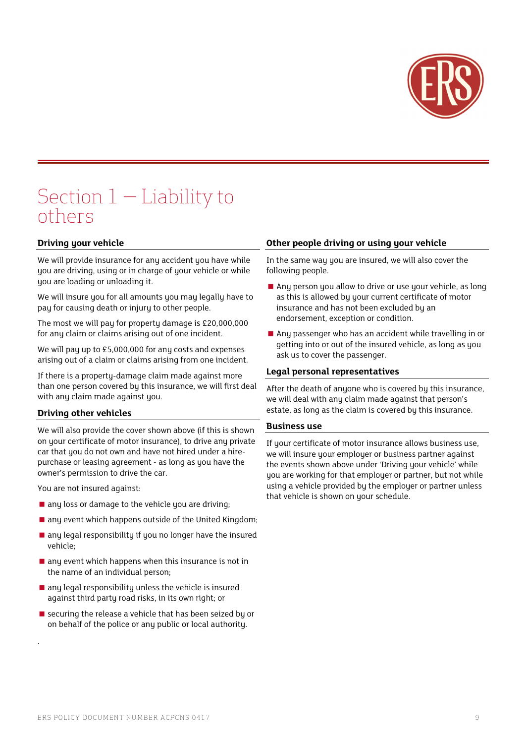# Section 1 – Liability to others

### Driving your vehicle

We will provide insurance for any accident you have while you are driving, using or in charge of your vehicle or while you are loading or unloading it.

We will insure you for all amounts you may legally have to pay for causing death or injury to other people.

The most we will pay for property damage is £20,000,000 for any claim or claims arising out of one incident.

We will pay up to £5,000,000 for any costs and expenses arising out of a claim or claims arising from one incident.

If there is a property-damage claim made against more than one person covered by this insurance, we will first deal with any claim made against you.

### Driving other vehicles

We will also provide the cover shown above (if this is shown on your certificate of motor insurance), to drive any private car that you do not own and have not hired under a hire-purchase or leasing agreement - as long as you have the owner's permission to drive the car.

You are not insured against:

- any loss or damage to the vehicle you are driving;
- any event which happens outside of the United Kingdom;
- any legal responsibility if you no longer have the insured vehicle;
- any event which happens when this insurance is not in the name of an individual person;
- any legal responsibility unless the vehicle is insured against third party road risks, in its own right; or
- securing the release a vehicle that has been seized by or on behalf of the police or any public or local authority.

.

### Other people driving or using your vehicle

In the same way you are insured, we will also cover the following people.

- Any person you allow to drive or use your vehicle, as long as this is allowed by your current certificate of motor insurance and has not been excluded by an endorsement, exception or condition.
- Any passenger who has an accident while travelling in or getting into or out of the insured vehicle, as long as you ask us to cover the passenger.

### Legal personal representatives

After the death of anyone who is covered by this insurance, we will deal with any claim made against that person's estate, as long as the claim is covered by this insurance.

### Business use

If your certificate of motor insurance allows business use, we will insure your employer or business partner against the events shown above under 'Driving your vehicle' while you are working for that employer or partner, but not while using a vehicle provided by the employer or partner unless that vehicle is shown on your schedule.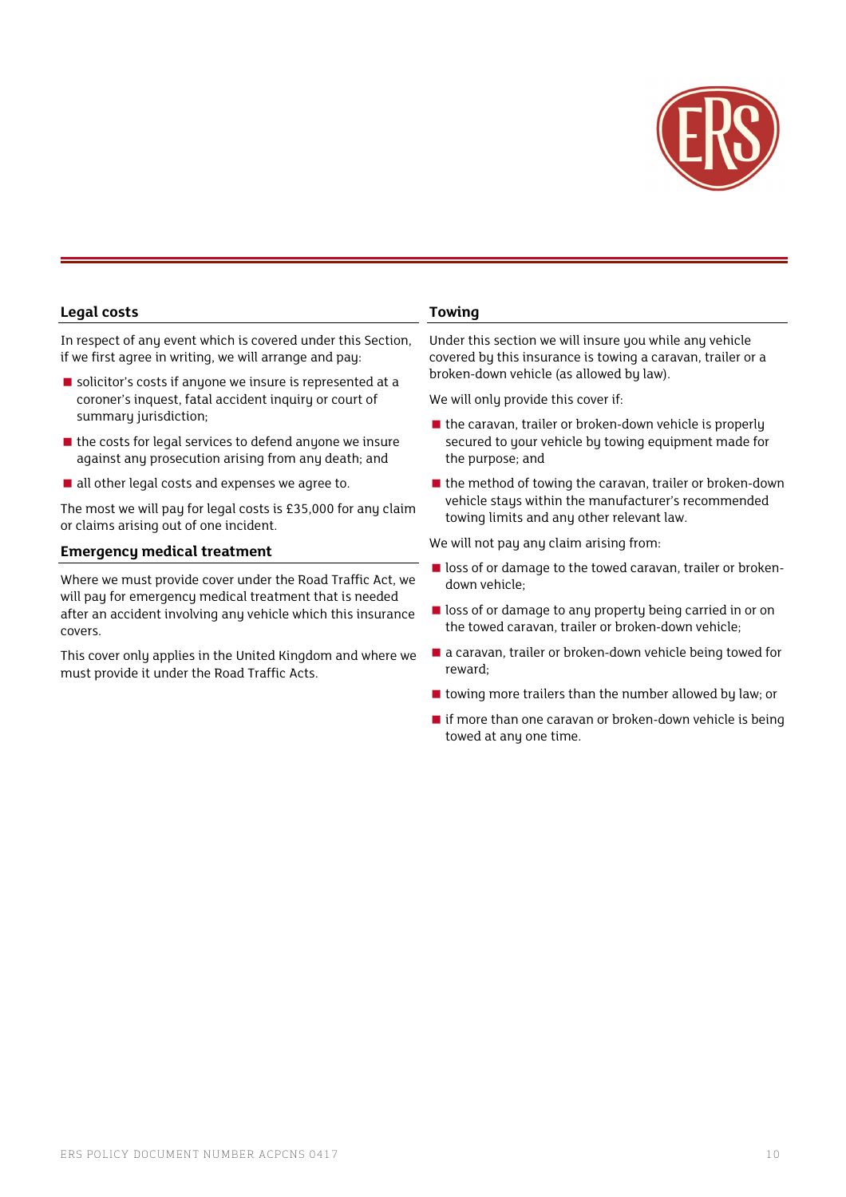## Legal costs

In respect of any event which is covered under this Section, if we first agree in writing, we will arrange and pay:

- solicitor's costs if anyone we insure is represented at a coroner's inquest, fatal accident inquiry or court of summary jurisdiction;
- the costs for legal services to defend anyone we insure against any prosecution arising from any death; and
- all other legal costs and expenses we agree to.

The most we will pay for legal costs is £35,000 for any claim or claims arising out of one incident.

## Emergency medical treatment

Where we must provide cover under the Road Traffic Act, we will pay for emergency medical treatment that is needed after an accident involving any vehicle which this insurance covers.

This cover only applies in the United Kingdom and where we must provide it under the Road Traffic Acts.

## Towing

Under this section we will insure you while any vehicle covered by this insurance is towing a caravan, trailer or a broken-down vehicle (as allowed by law).

We will only provide this cover if:

- the caravan, trailer or broken-down vehicle is properly secured to your vehicle by towing equipment made for the purpose; and
- the method of towing the caravan, trailer or broken-down vehicle stays within the manufacturer's recommended towing limits and any other relevant law.

We will not pay any claim arising from:

- loss of or damage to the towed caravan, trailer or broken-down vehicle;
- loss of or damage to any property being carried in or on the towed caravan, trailer or broken-down vehicle;
- a caravan, trailer or broken-down vehicle being towed for reward;
- towing more trailers than the number allowed by law; or
- if more than one caravan or broken-down vehicle is being towed at any one time.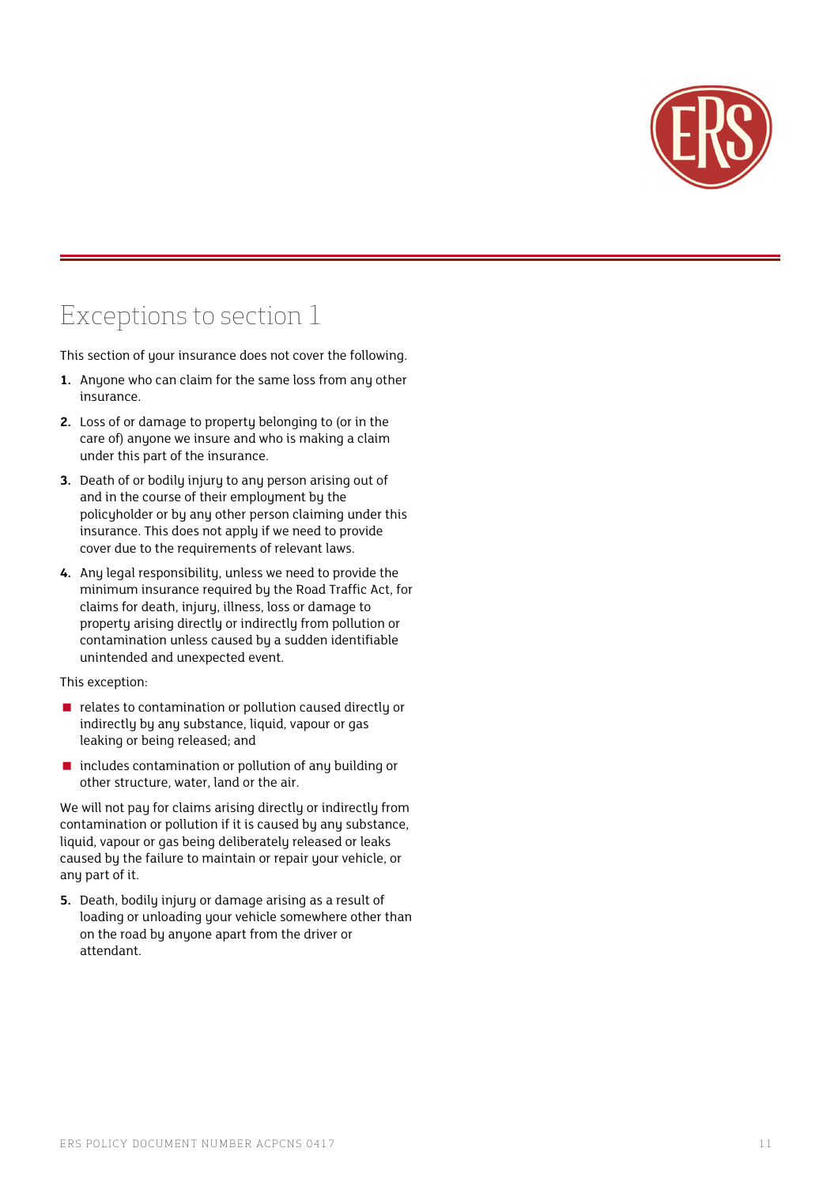# Exceptions to section 1

This section of your insurance does not cover the following.

1. Anyone who can claim for the same loss from any other insurance.

2. Loss of or damage to property belonging to (or in the care of) anyone we insure and who is making a claim under this part of the insurance.

3. Death of or bodily injury to any person arising out of and in the course of their employment by the policyholder or by any other person claiming under this insurance. This does not apply if we need to provide cover due to the requirements of relevant laws.

4. Any legal responsibility, unless we need to provide the minimum insurance required by the Road Traffic Act, for claims for death, injury, illness, loss or damage to property arising directly or indirectly from pollution or contamination unless caused by a sudden identifiable unintended and unexpected event.

This exception:

- relates to contamination or pollution caused directly or indirectly by any substance, liquid, vapour or gas leaking or being released; and
- includes contamination or pollution of any building or other structure, water, land or the air.

We will not pay for claims arising directly or indirectly from contamination or pollution if it is caused by any substance, liquid, vapour or gas being deliberately released or leaks caused by the failure to maintain or repair your vehicle, or any part of it.

5. Death, bodily injury or damage arising as a result of loading or unloading your vehicle somewhere other than on the road by anyone apart from the driver or attendant.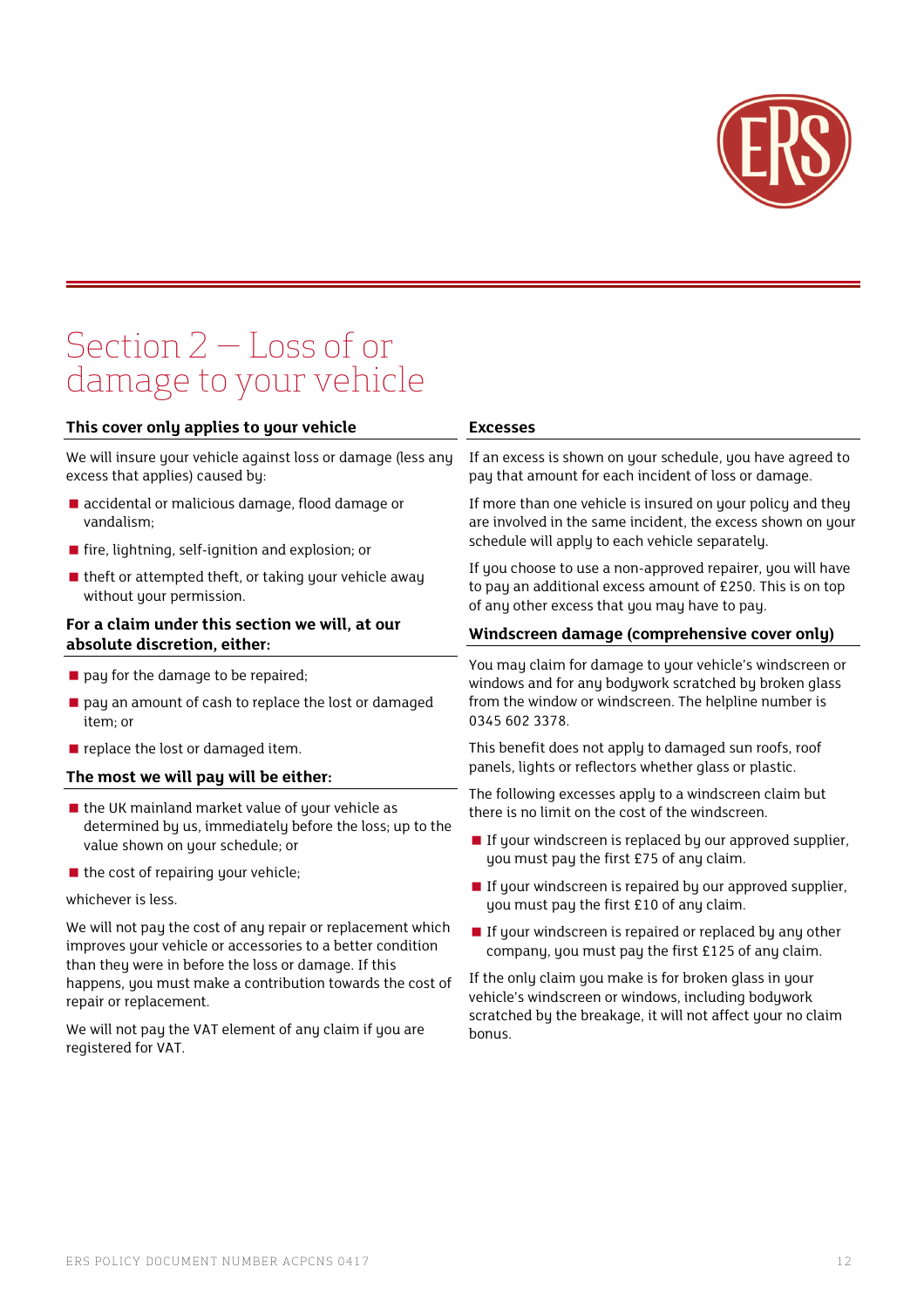# Section 2 – Loss of or damage to your vehicle

### This cover only applies to your vehicle

We will insure your vehicle against loss or damage (less any excess that applies) caused by:

- accidental or malicious damage, flood damage or vandalism;
- fire, lightning, self-ignition and explosion; or
- theft or attempted theft, or taking your vehicle away without your permission.

### For a claim under this section we will, at our absolute discretion, either:

- pay for the damage to be repaired;
- pay an amount of cash to replace the lost or damaged item; or
- replace the lost or damaged item.

### The most we will pay will be either:

- the UK mainland market value of your vehicle as determined by us, immediately before the loss; up to the value shown on your schedule; or
- the cost of repairing your vehicle;

whichever is less.

We will not pay the cost of any repair or replacement which improves your vehicle or accessories to a better condition than they were in before the loss or damage. If this happens, you must make a contribution towards the cost of repair or replacement.

We will not pay the VAT element of any claim if you are registered for VAT.

### Excesses

If an excess is shown on your schedule, you have agreed to pay that amount for each incident of loss or damage.

If more than one vehicle is insured on your policy and they are involved in the same incident, the excess shown on your schedule will apply to each vehicle separately.

If you choose to use a non-approved repairer, you will have to pay an additional excess amount of £250. This is on top of any other excess that you may have to pay.

### Windscreen damage (comprehensive cover only)

You may claim for damage to your vehicle's windscreen or windows and for any bodywork scratched by broken glass from the window or windscreen. The helpline number is 0345 602 3378.

This benefit does not apply to damaged sun roofs, roof panels, lights or reflectors whether glass or plastic.

The following excesses apply to a windscreen claim but there is no limit on the cost of the windscreen.

- If your windscreen is replaced by our approved supplier, you must pay the first £75 of any claim.
- If your windscreen is repaired by our approved supplier, you must pay the first £10 of any claim.
- If your windscreen is repaired or replaced by any other company, you must pay the first £125 of any claim.

If the only claim you make is for broken glass in your vehicle's windscreen or windows, including bodywork scratched by the breakage, it will not affect your no claim bonus.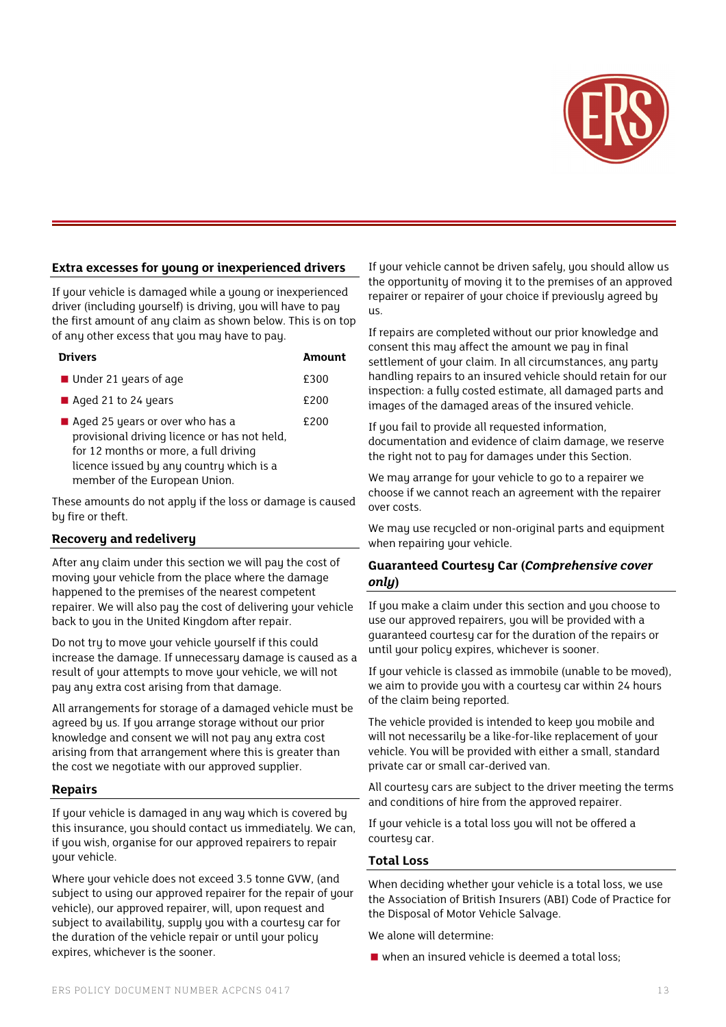### Extra excesses for young or inexperienced drivers

If your vehicle is damaged while a young or inexperienced driver (including yourself) is driving, you will have to pay the first amount of any claim as shown below. This is on top of any other excess that you may have to pay.

| Drivers | Amount |
|---|---|
| Under 21 years of age | £300 |
| Aged 21 to 24 years | £200 |
| Aged 25 years or over who has a provisional driving licence or has not held, for 12 months or more, a full driving licence issued by any country which is a member of the European Union. | £200 |

These amounts do not apply if the loss or damage is caused by fire or theft.

### Recovery and redelivery

After any claim under this section we will pay the cost of moving your vehicle from the place where the damage happened to the premises of the nearest competent repairer. We will also pay the cost of delivering your vehicle back to you in the United Kingdom after repair.

Do not try to move your vehicle yourself if this could increase the damage. If unnecessary damage is caused as a result of your attempts to move your vehicle, we will not pay any extra cost arising from that damage.

All arrangements for storage of a damaged vehicle must be agreed by us. If you arrange storage without our prior knowledge and consent we will not pay any extra cost arising from that arrangement where this is greater than the cost we negotiate with our approved supplier.

### Repairs

If your vehicle is damaged in any way which is covered by this insurance, you should contact us immediately. We can, if you wish, organise for our approved repairers to repair your vehicle.

Where your vehicle does not exceed 3.5 tonne GVW, (and subject to using our approved repairer for the repair of your vehicle), our approved repairer, will, upon request and subject to availability, supply you with a courtesy car for the duration of the vehicle repair or until your policy expires, whichever is the sooner.

If your vehicle cannot be driven safely, you should allow us the opportunity of moving it to the premises of an approved repairer or repairer of your choice if previously agreed by us.

If repairs are completed without our prior knowledge and consent this may affect the amount we pay in final settlement of your claim. In all circumstances, any party handling repairs to an insured vehicle should retain for our inspection: a fully costed estimate, all damaged parts and images of the damaged areas of the insured vehicle.

If you fail to provide all requested information, documentation and evidence of claim damage, we reserve the right not to pay for damages under this Section.

We may arrange for your vehicle to go to a repairer we choose if we cannot reach an agreement with the repairer over costs.

We may use recycled or non-original parts and equipment when repairing your vehicle.

### Guaranteed Courtesy Car (*Comprehensive cover only*)

If you make a claim under this section and you choose to use our approved repairers, you will be provided with a guaranteed courtesy car for the duration of the repairs or until your policy expires, whichever is sooner.

If your vehicle is classed as immobile (unable to be moved), we aim to provide you with a courtesy car within 24 hours of the claim being reported.

The vehicle provided is intended to keep you mobile and will not necessarily be a like-for-like replacement of your vehicle. You will be provided with either a small, standard private car or small car-derived van.

All courtesy cars are subject to the driver meeting the terms and conditions of hire from the approved repairer.

If your vehicle is a total loss you will not be offered a courtesy car.

### Total Loss

When deciding whether your vehicle is a total loss, we use the Association of British Insurers (ABI) Code of Practice for the Disposal of Motor Vehicle Salvage.

We alone will determine:

- when an insured vehicle is deemed a total loss;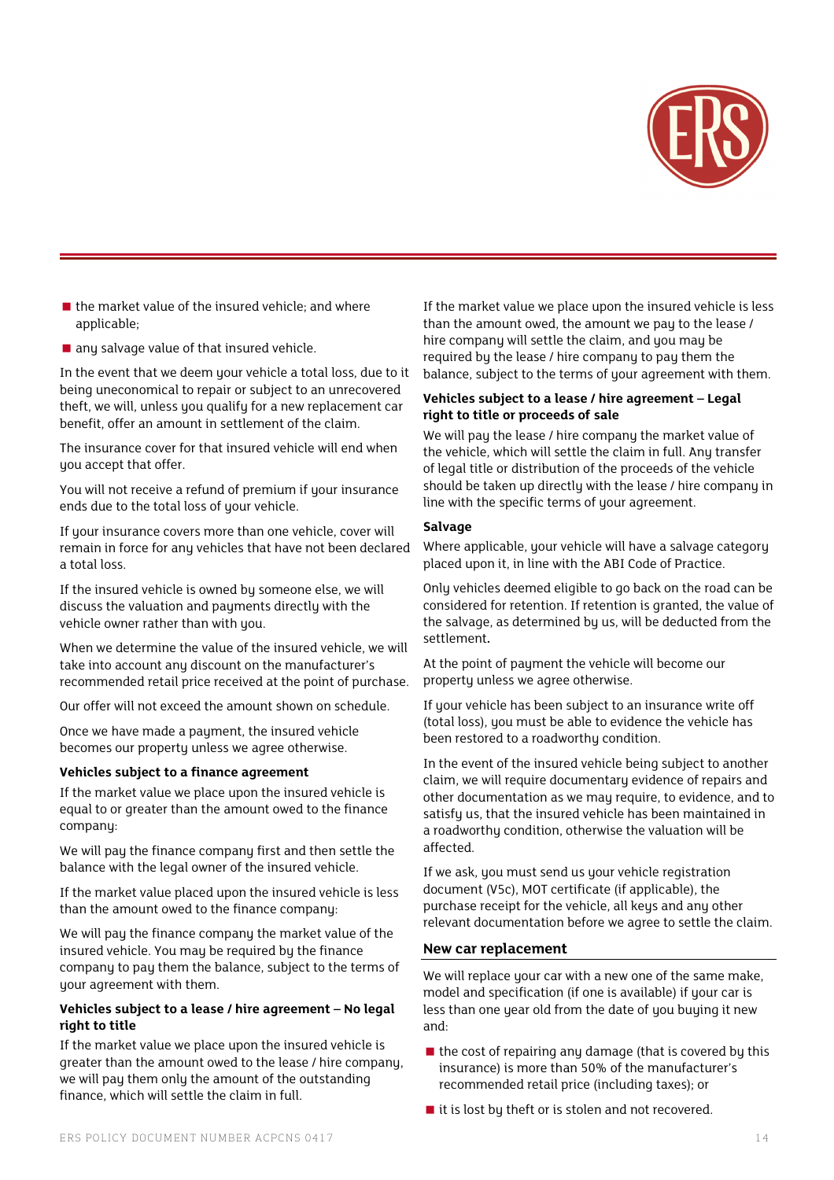- the market value of the insured vehicle; and where applicable;
- any salvage value of that insured vehicle.

In the event that we deem your vehicle a total loss, due to it being uneconomical to repair or subject to an unrecovered theft, we will, unless you qualify for a new replacement car benefit, offer an amount in settlement of the claim.

The insurance cover for that insured vehicle will end when you accept that offer.

You will not receive a refund of premium if your insurance ends due to the total loss of your vehicle.

If your insurance covers more than one vehicle, cover will remain in force for any vehicles that have not been declared a total loss.

If the insured vehicle is owned by someone else, we will discuss the valuation and payments directly with the vehicle owner rather than with you.

When we determine the value of the insured vehicle, we will take into account any discount on the manufacturer's recommended retail price received at the point of purchase.

Our offer will not exceed the amount shown on schedule.

Once we have made a payment, the insured vehicle becomes our property unless we agree otherwise.

**Vehicles subject to a finance agreement**

If the market value we place upon the insured vehicle is equal to or greater than the amount owed to the finance company:

We will pay the finance company first and then settle the balance with the legal owner of the insured vehicle.

If the market value placed upon the insured vehicle is less than the amount owed to the finance company:

We will pay the finance company the market value of the insured vehicle. You may be required by the finance company to pay them the balance, subject to the terms of your agreement with them.

**Vehicles subject to a lease / hire agreement – No legal right to title**

If the market value we place upon the insured vehicle is greater than the amount owed to the lease / hire company, we will pay them only the amount of the outstanding finance, which will settle the claim in full.

If the market value we place upon the insured vehicle is less than the amount owed, the amount we pay to the lease / hire company will settle the claim, and you may be required by the lease / hire company to pay them the balance, subject to the terms of your agreement with them.

**Vehicles subject to a lease / hire agreement – Legal right to title or proceeds of sale**

We will pay the lease / hire company the market value of the vehicle, which will settle the claim in full. Any transfer of legal title or distribution of the proceeds of the vehicle should be taken up directly with the lease / hire company in line with the specific terms of your agreement.

**Salvage**

Where applicable, your vehicle will have a salvage category placed upon it, in line with the ABI Code of Practice.

Only vehicles deemed eligible to go back on the road can be considered for retention. If retention is granted, the value of the salvage, as determined by us, will be deducted from the settlement.

At the point of payment the vehicle will become our property unless we agree otherwise.

If your vehicle has been subject to an insurance write off (total loss), you must be able to evidence the vehicle has been restored to a roadworthy condition.

In the event of the insured vehicle being subject to another claim, we will require documentary evidence of repairs and other documentation as we may require, to evidence, and to satisfy us, that the insured vehicle has been maintained in a roadworthy condition, otherwise the valuation will be affected.

If we ask, you must send us your vehicle registration document (V5c), MOT certificate (if applicable), the purchase receipt for the vehicle, all keys and any other relevant documentation before we agree to settle the claim.

## New car replacement

We will replace your car with a new one of the same make, model and specification (if one is available) if your car is less than one year old from the date of you buying it new and:

- the cost of repairing any damage (that is covered by this insurance) is more than 50% of the manufacturer's recommended retail price (including taxes); or
- it is lost by theft or is stolen and not recovered.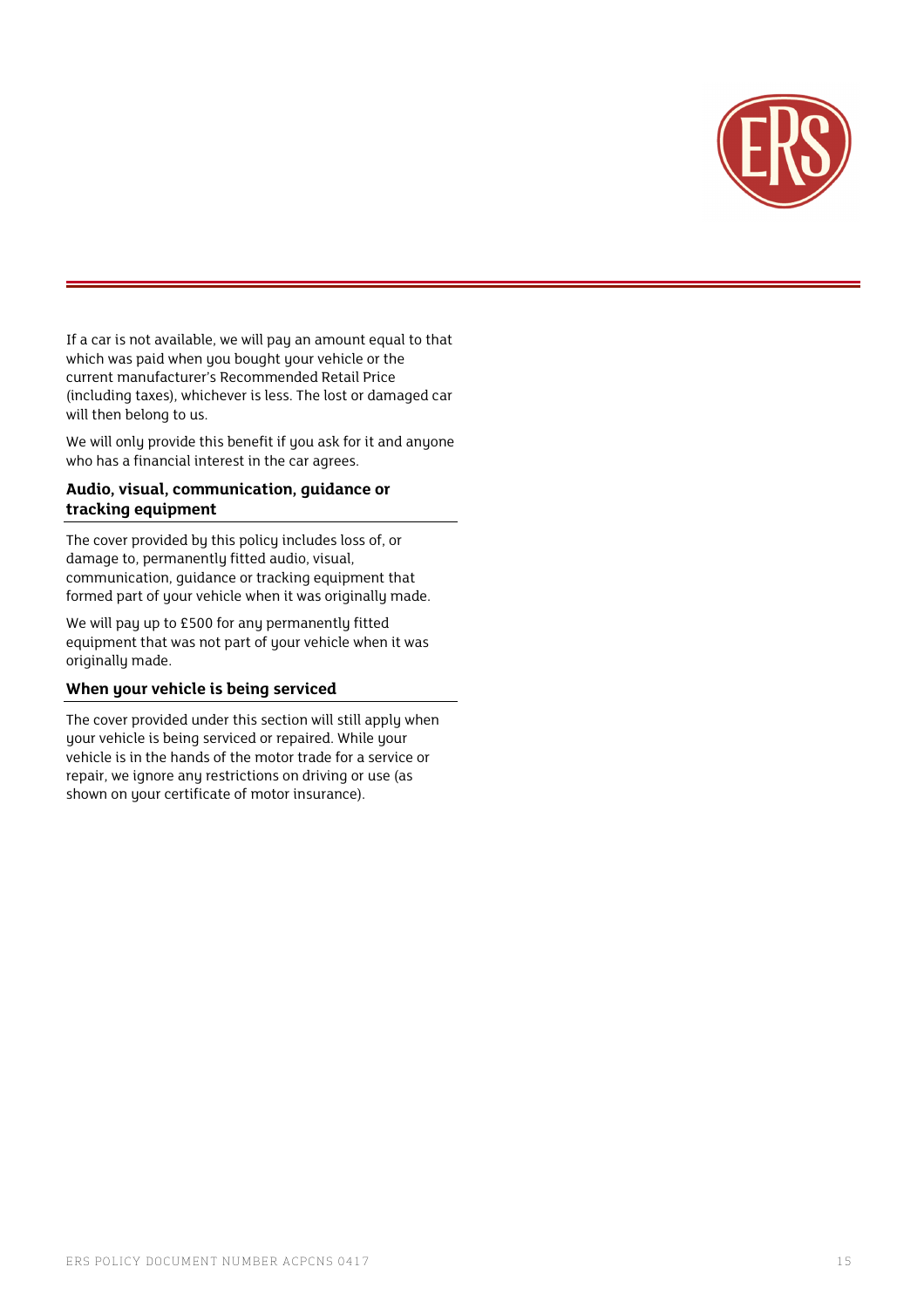If a car is not available, we will pay an amount equal to that which was paid when you bought your vehicle or the current manufacturer's Recommended Retail Price (including taxes), whichever is less. The lost or damaged car will then belong to us.

We will only provide this benefit if you ask for it and anyone who has a financial interest in the car agrees.

### Audio, visual, communication, guidance or tracking equipment

The cover provided by this policy includes loss of, or damage to, permanently fitted audio, visual, communication, guidance or tracking equipment that formed part of your vehicle when it was originally made.

We will pay up to £500 for any permanently fitted equipment that was not part of your vehicle when it was originally made.

### When your vehicle is being serviced

The cover provided under this section will still apply when your vehicle is being serviced or repaired. While your vehicle is in the hands of the motor trade for a service or repair, we ignore any restrictions on driving or use (as shown on your certificate of motor insurance).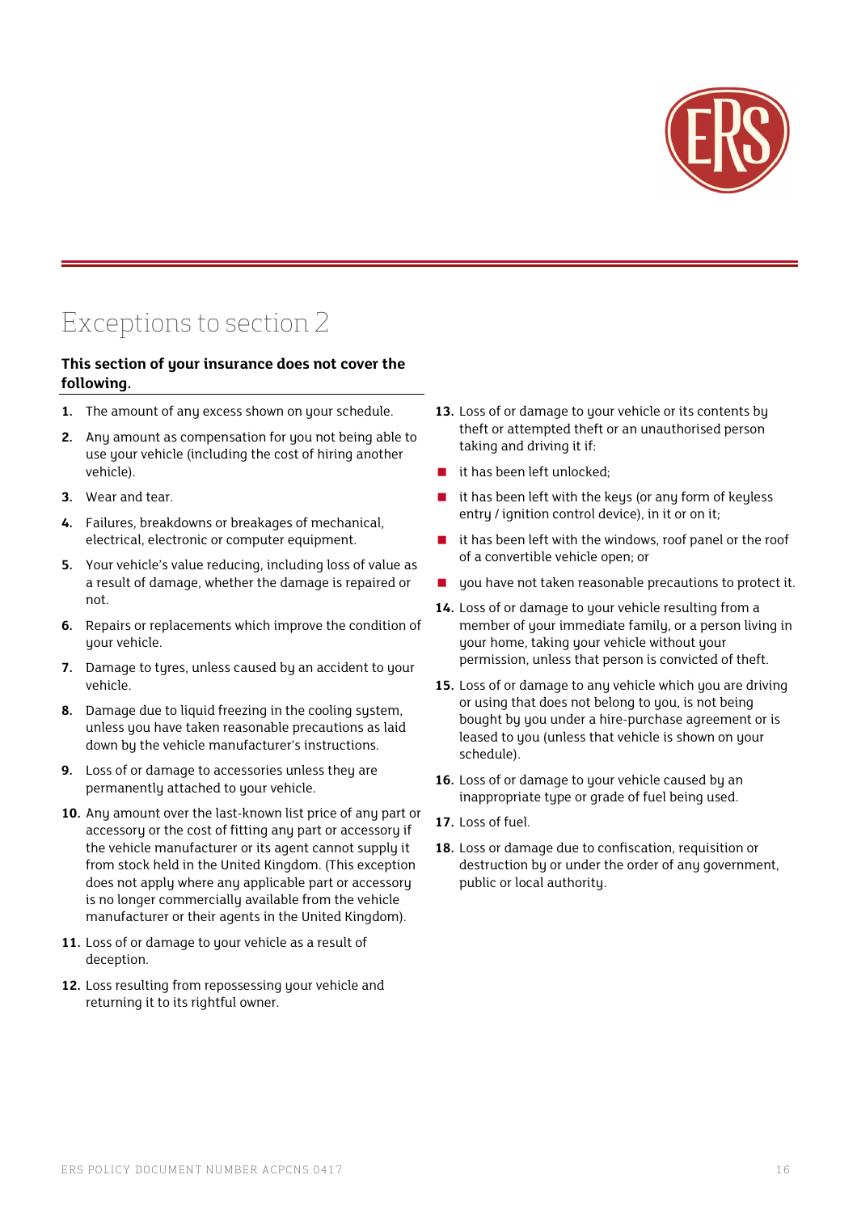# Exceptions to section 2

**This section of your insurance does not cover the following.**

1. The amount of any excess shown on your schedule.
2. Any amount as compensation for you not being able to use your vehicle (including the cost of hiring another vehicle).
3. Wear and tear.
4. Failures, breakdowns or breakages of mechanical, electrical, electronic or computer equipment.
5. Your vehicle's value reducing, including loss of value as a result of damage, whether the damage is repaired or not.
6. Repairs or replacements which improve the condition of your vehicle.
7. Damage to tyres, unless caused by an accident to your vehicle.
8. Damage due to liquid freezing in the cooling system, unless you have taken reasonable precautions as laid down by the vehicle manufacturer's instructions.
9. Loss of or damage to accessories unless they are permanently attached to your vehicle.
10. Any amount over the last-known list price of any part or accessory or the cost of fitting any part or accessory if the vehicle manufacturer or its agent cannot supply it from stock held in the United Kingdom. (This exception does not apply where any applicable part or accessory is no longer commercially available from the vehicle manufacturer or their agents in the United Kingdom).
11. Loss of or damage to your vehicle as a result of deception.
12. Loss resulting from repossessing your vehicle and returning it to its rightful owner.
13. Loss of or damage to your vehicle or its contents by theft or attempted theft or an unauthorised person taking and driving it if:
    - it has been left unlocked;
    - it has been left with the keys (or any form of keyless entry / ignition control device), in it or on it;
    - it has been left with the windows, roof panel or the roof of a convertible vehicle open; or
    - you have not taken reasonable precautions to protect it.
14. Loss of or damage to your vehicle resulting from a member of your immediate family, or a person living in your home, taking your vehicle without your permission, unless that person is convicted of theft.
15. Loss of or damage to any vehicle which you are driving or using that does not belong to you, is not being bought by you under a hire-purchase agreement or is leased to you (unless that vehicle is shown on your schedule).
16. Loss of or damage to your vehicle caused by an inappropriate type or grade of fuel being used.
17. Loss of fuel.
18. Loss or damage due to confiscation, requisition or destruction by or under the order of any government, public or local authority.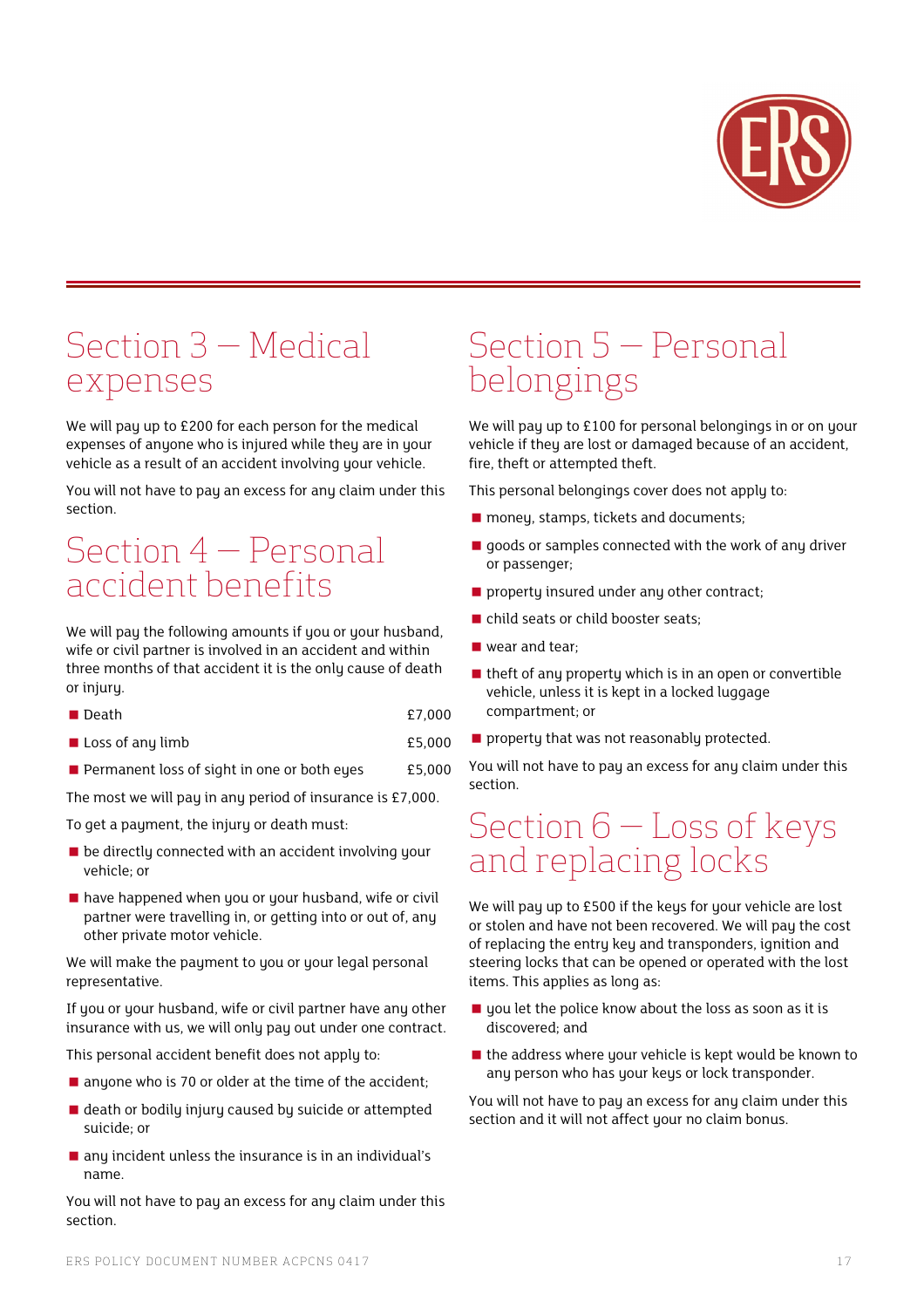# Section 3 – Medical expenses

We will pay up to £200 for each person for the medical expenses of anyone who is injured while they are in your vehicle as a result of an accident involving your vehicle.

You will not have to pay an excess for any claim under this section.

# Section 4 – Personal accident benefits

We will pay the following amounts if you or your husband, wife or civil partner is involved in an accident and within three months of that accident it is the only cause of death or injury.

| | |
|---|---|
| Death | £7,000 |
| Loss of any limb | £5,000 |
| Permanent loss of sight in one or both eyes | £5,000 |

The most we will pay in any period of insurance is £7,000.

To get a payment, the injury or death must:

- be directly connected with an accident involving your vehicle; or
- have happened when you or your husband, wife or civil partner were travelling in, or getting into or out of, any other private motor vehicle.

We will make the payment to you or your legal personal representative.

If you or your husband, wife or civil partner have any other insurance with us, we will only pay out under one contract.

This personal accident benefit does not apply to:

- anyone who is 70 or older at the time of the accident;
- death or bodily injury caused by suicide or attempted suicide; or
- any incident unless the insurance is in an individual's name.

You will not have to pay an excess for any claim under this section.

# Section 5 – Personal belongings

We will pay up to £100 for personal belongings in or on your vehicle if they are lost or damaged because of an accident, fire, theft or attempted theft.

This personal belongings cover does not apply to:

- money, stamps, tickets and documents;
- goods or samples connected with the work of any driver or passenger;
- property insured under any other contract;
- child seats or child booster seats;
- wear and tear;
- theft of any property which is in an open or convertible vehicle, unless it is kept in a locked luggage compartment; or
- property that was not reasonably protected.

You will not have to pay an excess for any claim under this section.

# Section 6 – Loss of keys and replacing locks

We will pay up to £500 if the keys for your vehicle are lost or stolen and have not been recovered. We will pay the cost of replacing the entry key and transponders, ignition and steering locks that can be opened or operated with the lost items. This applies as long as:

- you let the police know about the loss as soon as it is discovered; and
- the address where your vehicle is kept would be known to any person who has your keys or lock transponder.

You will not have to pay an excess for any claim under this section and it will not affect your no claim bonus.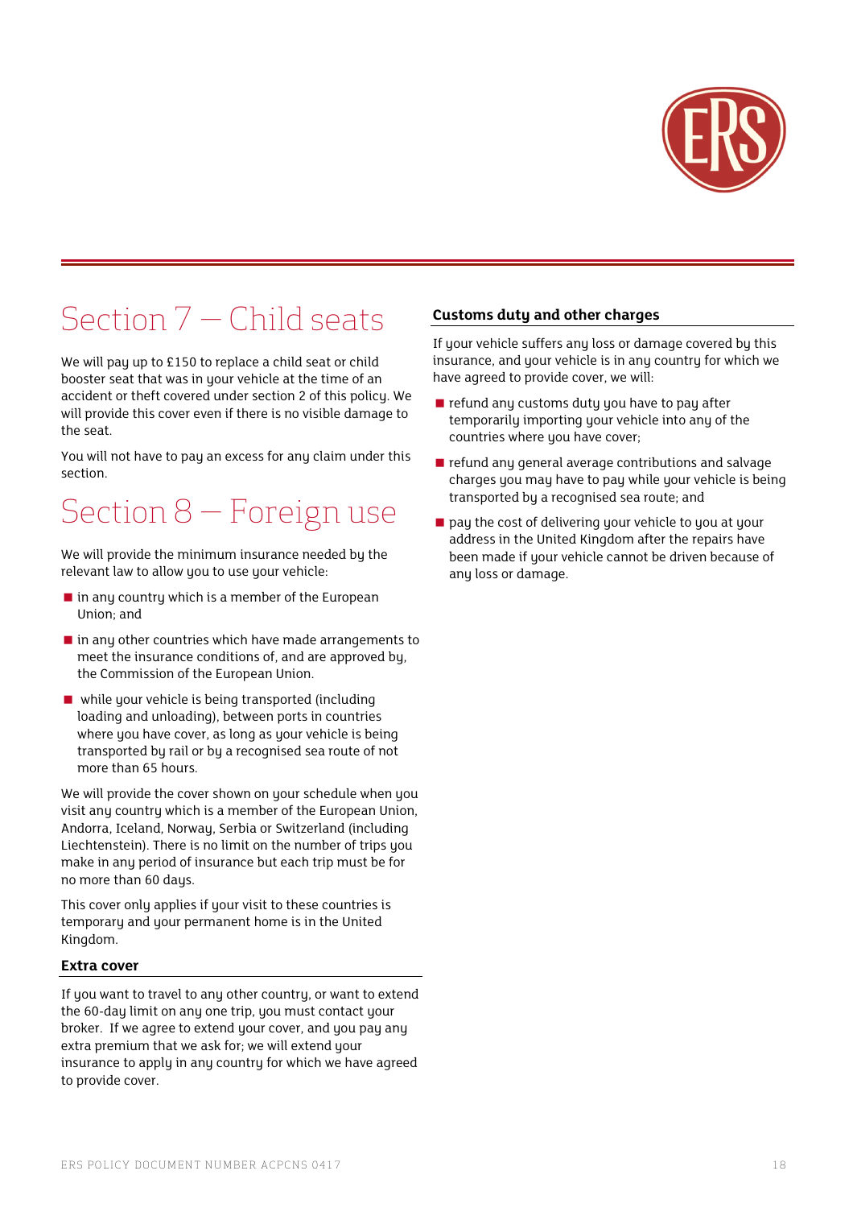## Section 7 – Child seats

We will pay up to £150 to replace a child seat or child booster seat that was in your vehicle at the time of an accident or theft covered under section 2 of this policy. We will provide this cover even if there is no visible damage to the seat.

You will not have to pay an excess for any claim under this section.

## Section 8 – Foreign use

We will provide the minimum insurance needed by the relevant law to allow you to use your vehicle:

- in any country which is a member of the European Union; and
- in any other countries which have made arrangements to meet the insurance conditions of, and are approved by, the Commission of the European Union.
- while your vehicle is being transported (including loading and unloading), between ports in countries where you have cover, as long as your vehicle is being transported by rail or by a recognised sea route of not more than 65 hours.

We will provide the cover shown on your schedule when you visit any country which is a member of the European Union, Andorra, Iceland, Norway, Serbia or Switzerland (including Liechtenstein). There is no limit on the number of trips you make in any period of insurance but each trip must be for no more than 60 days.

This cover only applies if your visit to these countries is temporary and your permanent home is in the United Kingdom.

### Extra cover

If you want to travel to any other country, or want to extend the 60-day limit on any one trip, you must contact your broker. If we agree to extend your cover, and you pay any extra premium that we ask for; we will extend your insurance to apply in any country for which we have agreed to provide cover.

### Customs duty and other charges

If your vehicle suffers any loss or damage covered by this insurance, and your vehicle is in any country for which we have agreed to provide cover, we will:

- refund any customs duty you have to pay after temporarily importing your vehicle into any of the countries where you have cover;
- refund any general average contributions and salvage charges you may have to pay while your vehicle is being transported by a recognised sea route; and
- pay the cost of delivering your vehicle to you at your address in the United Kingdom after the repairs have been made if your vehicle cannot be driven because of any loss or damage.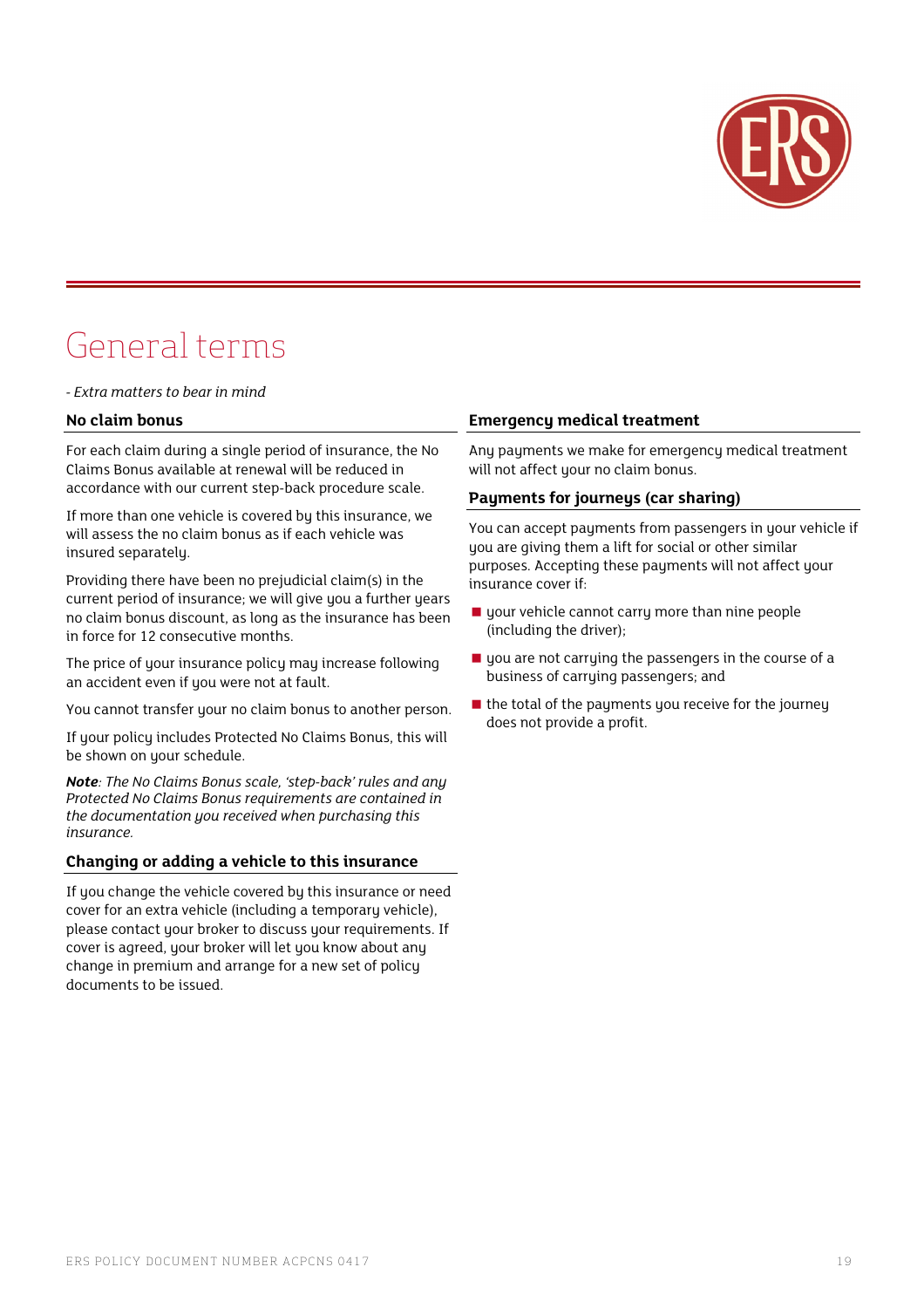# General terms

*- Extra matters to bear in mind*

### No claim bonus

For each claim during a single period of insurance, the No Claims Bonus available at renewal will be reduced in accordance with our current step-back procedure scale.

If more than one vehicle is covered by this insurance, we will assess the no claim bonus as if each vehicle was insured separately.

Providing there have been no prejudicial claim(s) in the current period of insurance; we will give you a further years no claim bonus discount, as long as the insurance has been in force for 12 consecutive months.

The price of your insurance policy may increase following an accident even if you were not at fault.

You cannot transfer your no claim bonus to another person.

If your policy includes Protected No Claims Bonus, this will be shown on your schedule.

***Note**: The No Claims Bonus scale, 'step-back' rules and any Protected No Claims Bonus requirements are contained in the documentation you received when purchasing this insurance.*

### Changing or adding a vehicle to this insurance

If you change the vehicle covered by this insurance or need cover for an extra vehicle (including a temporary vehicle), please contact your broker to discuss your requirements. If cover is agreed, your broker will let you know about any change in premium and arrange for a new set of policy documents to be issued.

### Emergency medical treatment

Any payments we make for emergency medical treatment will not affect your no claim bonus.

### Payments for journeys (car sharing)

You can accept payments from passengers in your vehicle if you are giving them a lift for social or other similar purposes. Accepting these payments will not affect your insurance cover if:

- your vehicle cannot carry more than nine people (including the driver);
- you are not carrying the passengers in the course of a business of carrying passengers; and
- the total of the payments you receive for the journey does not provide a profit.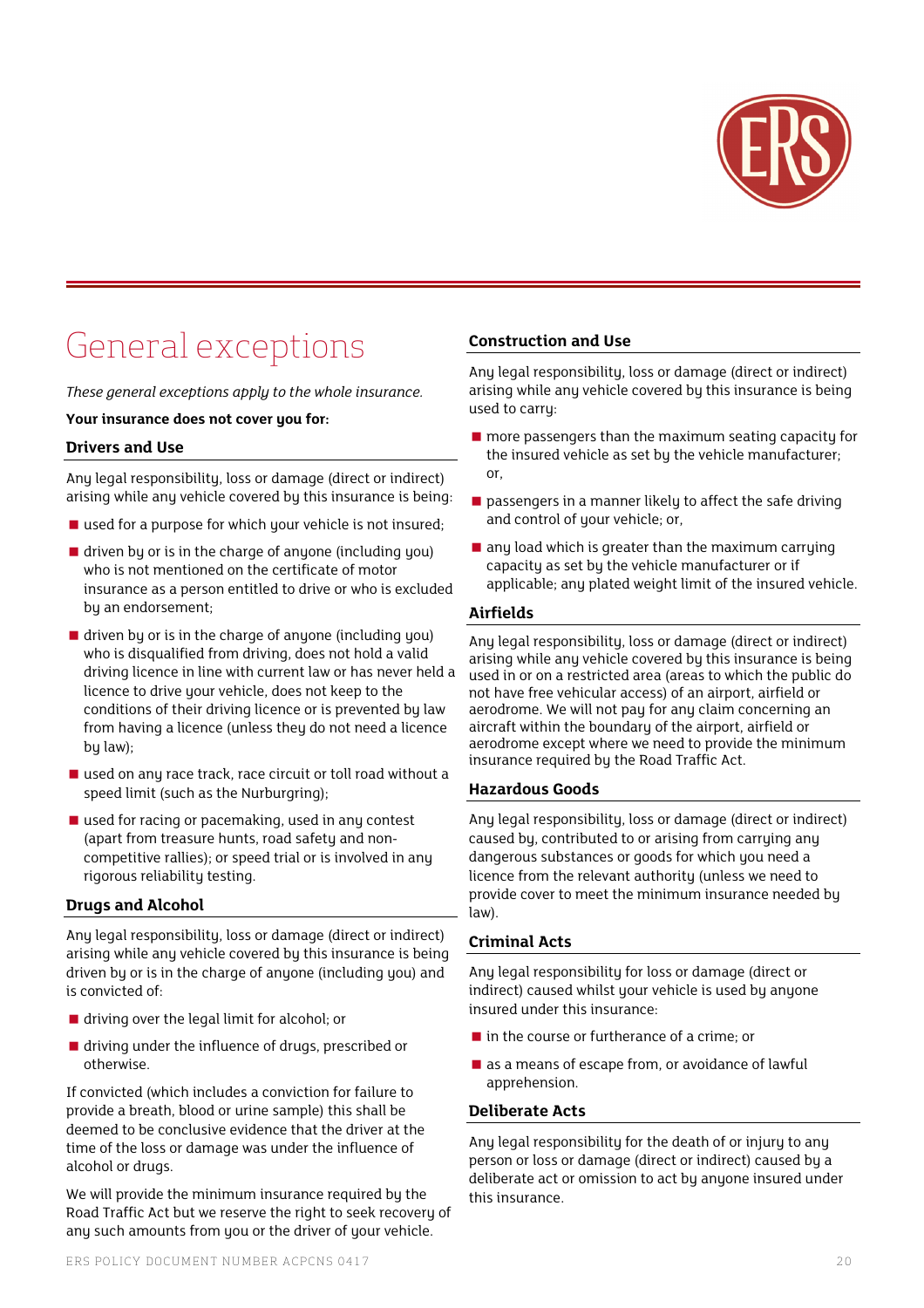# General exceptions

*These general exceptions apply to the whole insurance.*

**Your insurance does not cover you for:**

### Drivers and Use

Any legal responsibility, loss or damage (direct or indirect) arising while any vehicle covered by this insurance is being:

- used for a purpose for which your vehicle is not insured;
- driven by or is in the charge of anyone (including you) who is not mentioned on the certificate of motor insurance as a person entitled to drive or who is excluded by an endorsement;
- driven by or is in the charge of anyone (including you) who is disqualified from driving, does not hold a valid driving licence in line with current law or has never held a licence to drive your vehicle, does not keep to the conditions of their driving licence or is prevented by law from having a licence (unless they do not need a licence by law);
- used on any race track, race circuit or toll road without a speed limit (such as the Nurburgring);
- used for racing or pacemaking, used in any contest (apart from treasure hunts, road safety and non-competitive rallies); or speed trial or is involved in any rigorous reliability testing.

### Drugs and Alcohol

Any legal responsibility, loss or damage (direct or indirect) arising while any vehicle covered by this insurance is being driven by or is in the charge of anyone (including you) and is convicted of:

- driving over the legal limit for alcohol; or
- driving under the influence of drugs, prescribed or otherwise.

If convicted (which includes a conviction for failure to provide a breath, blood or urine sample) this shall be deemed to be conclusive evidence that the driver at the time of the loss or damage was under the influence of alcohol or drugs.

We will provide the minimum insurance required by the Road Traffic Act but we reserve the right to seek recovery of any such amounts from you or the driver of your vehicle.

### Construction and Use

Any legal responsibility, loss or damage (direct or indirect) arising while any vehicle covered by this insurance is being used to carry:

- more passengers than the maximum seating capacity for the insured vehicle as set by the vehicle manufacturer; or,
- passengers in a manner likely to affect the safe driving and control of your vehicle; or,
- any load which is greater than the maximum carrying capacity as set by the vehicle manufacturer or if applicable; any plated weight limit of the insured vehicle.

### Airfields

Any legal responsibility, loss or damage (direct or indirect) arising while any vehicle covered by this insurance is being used in or on a restricted area (areas to which the public do not have free vehicular access) of an airport, airfield or aerodrome. We will not pay for any claim concerning an aircraft within the boundary of the airport, airfield or aerodrome except where we need to provide the minimum insurance required by the Road Traffic Act.

### Hazardous Goods

Any legal responsibility, loss or damage (direct or indirect) caused by, contributed to or arising from carrying any dangerous substances or goods for which you need a licence from the relevant authority (unless we need to provide cover to meet the minimum insurance needed by law).

### Criminal Acts

Any legal responsibility for loss or damage (direct or indirect) caused whilst your vehicle is used by anyone insured under this insurance:

- in the course or furtherance of a crime; or
- as a means of escape from, or avoidance of lawful apprehension.

### Deliberate Acts

Any legal responsibility for the death of or injury to any person or loss or damage (direct or indirect) caused by a deliberate act or omission to act by anyone insured under this insurance.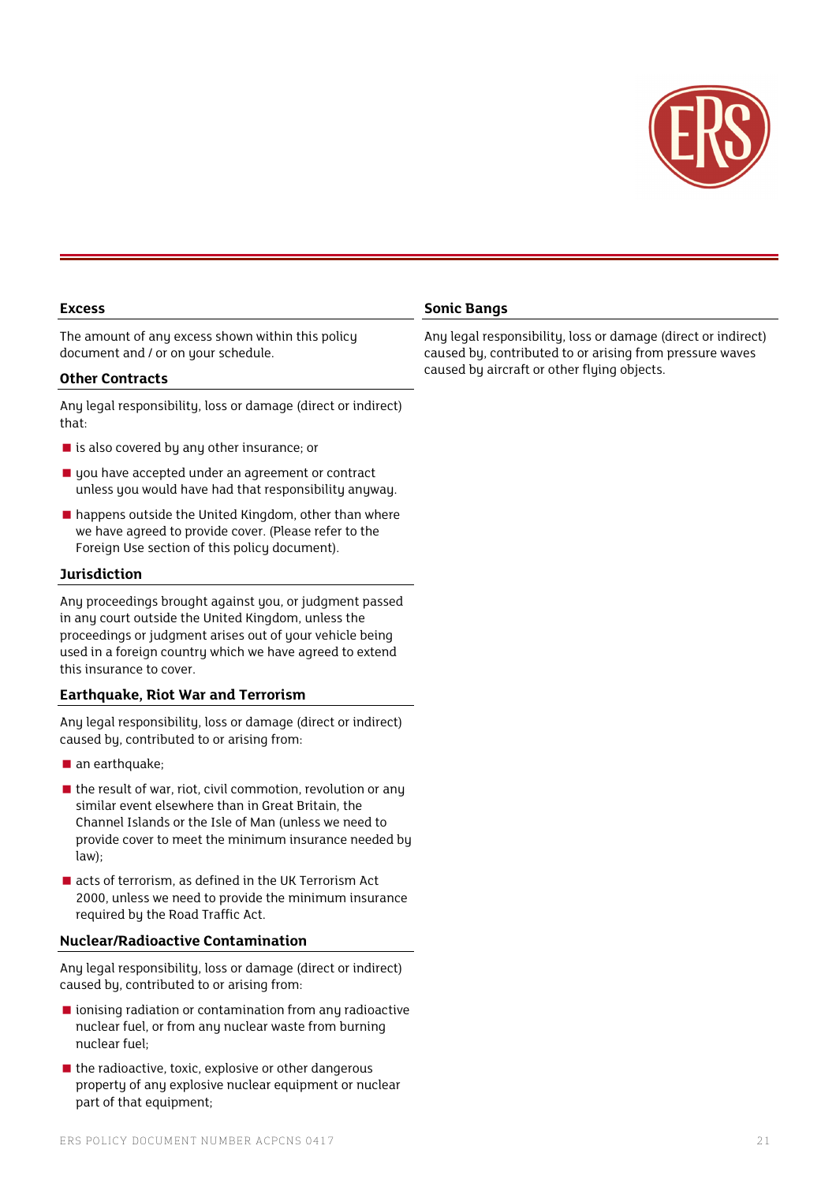### Excess

The amount of any excess shown within this policy document and / or on your schedule.

### Other Contracts

Any legal responsibility, loss or damage (direct or indirect) that:

- is also covered by any other insurance; or
- you have accepted under an agreement or contract unless you would have had that responsibility anyway.
- happens outside the United Kingdom, other than where we have agreed to provide cover. (Please refer to the Foreign Use section of this policy document).

### Jurisdiction

Any proceedings brought against you, or judgment passed in any court outside the United Kingdom, unless the proceedings or judgment arises out of your vehicle being used in a foreign country which we have agreed to extend this insurance to cover.

### Earthquake, Riot War and Terrorism

Any legal responsibility, loss or damage (direct or indirect) caused by, contributed to or arising from:

- an earthquake;
- the result of war, riot, civil commotion, revolution or any similar event elsewhere than in Great Britain, the Channel Islands or the Isle of Man (unless we need to provide cover to meet the minimum insurance needed by law);
- acts of terrorism, as defined in the UK Terrorism Act 2000, unless we need to provide the minimum insurance required by the Road Traffic Act.

### Nuclear/Radioactive Contamination

Any legal responsibility, loss or damage (direct or indirect) caused by, contributed to or arising from:

- ionising radiation or contamination from any radioactive nuclear fuel, or from any nuclear waste from burning nuclear fuel;
- the radioactive, toxic, explosive or other dangerous property of any explosive nuclear equipment or nuclear part of that equipment;

### Sonic Bangs

Any legal responsibility, loss or damage (direct or indirect) caused by, contributed to or arising from pressure waves caused by aircraft or other flying objects.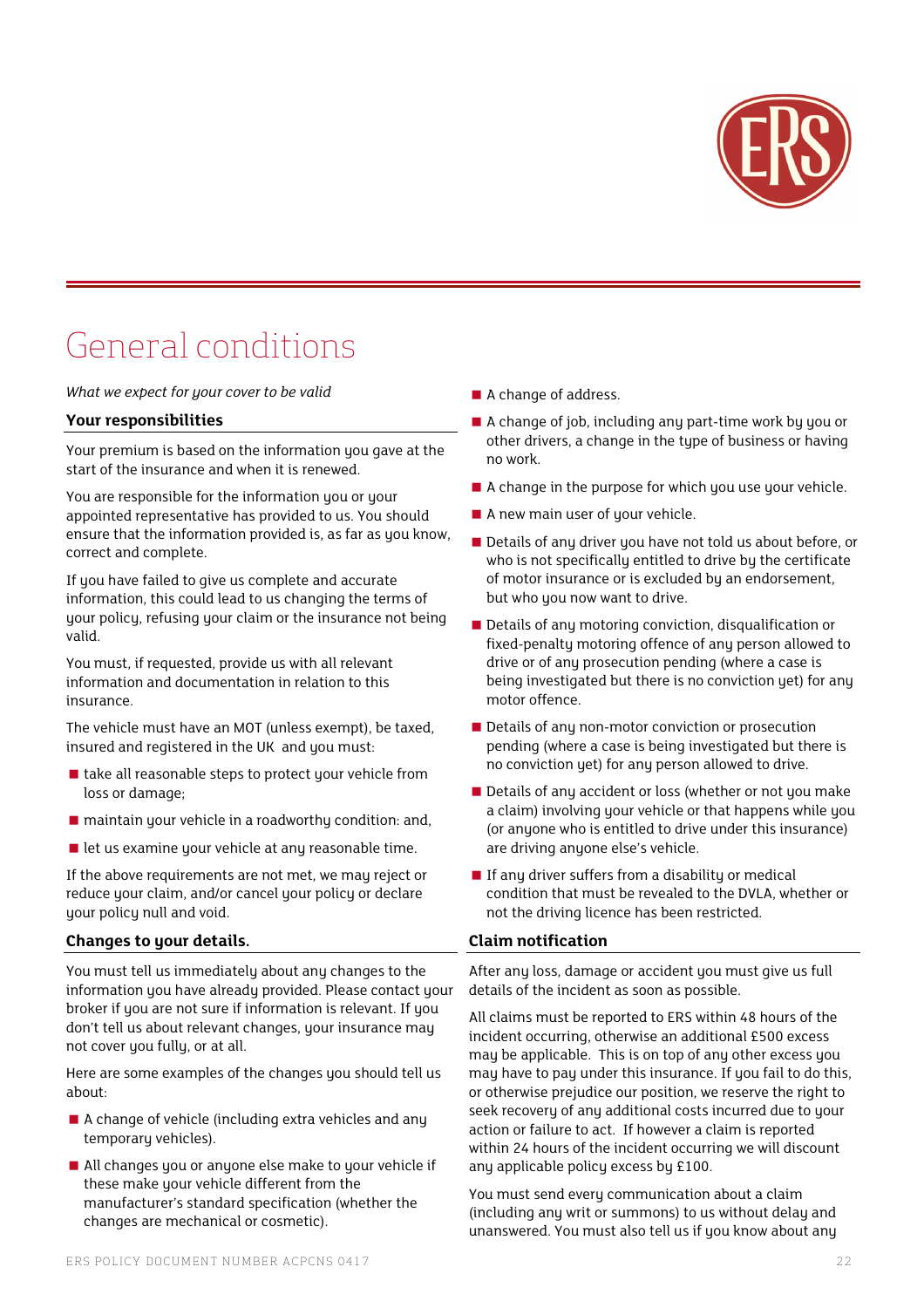# General conditions

*What we expect for your cover to be valid*

### Your responsibilities

Your premium is based on the information you gave at the start of the insurance and when it is renewed.

You are responsible for the information you or your appointed representative has provided to us. You should ensure that the information provided is, as far as you know, correct and complete.

If you have failed to give us complete and accurate information, this could lead to us changing the terms of your policy, refusing your claim or the insurance not being valid.

You must, if requested, provide us with all relevant information and documentation in relation to this insurance.

The vehicle must have an MOT (unless exempt), be taxed, insured and registered in the UK and you must:

- take all reasonable steps to protect your vehicle from loss or damage;
- maintain your vehicle in a roadworthy condition: and,
- let us examine your vehicle at any reasonable time.

If the above requirements are not met, we may reject or reduce your claim, and/or cancel your policy or declare your policy null and void.

### Changes to your details.

You must tell us immediately about any changes to the information you have already provided. Please contact your broker if you are not sure if information is relevant. If you don't tell us about relevant changes, your insurance may not cover you fully, or at all.

Here are some examples of the changes you should tell us about:

- A change of vehicle (including extra vehicles and any temporary vehicles).
- All changes you or anyone else make to your vehicle if these make your vehicle different from the manufacturer's standard specification (whether the changes are mechanical or cosmetic).
- A change of address.
- A change of job, including any part-time work by you or other drivers, a change in the type of business or having no work.
- A change in the purpose for which you use your vehicle.
- A new main user of your vehicle.
- Details of any driver you have not told us about before, or who is not specifically entitled to drive by the certificate of motor insurance or is excluded by an endorsement, but who you now want to drive.
- Details of any motoring conviction, disqualification or fixed-penalty motoring offence of any person allowed to drive or of any prosecution pending (where a case is being investigated but there is no conviction yet) for any motor offence.
- Details of any non-motor conviction or prosecution pending (where a case is being investigated but there is no conviction yet) for any person allowed to drive.
- Details of any accident or loss (whether or not you make a claim) involving your vehicle or that happens while you (or anyone who is entitled to drive under this insurance) are driving anyone else's vehicle.
- If any driver suffers from a disability or medical condition that must be revealed to the DVLA, whether or not the driving licence has been restricted.

### Claim notification

After any loss, damage or accident you must give us full details of the incident as soon as possible.

All claims must be reported to ERS within 48 hours of the incident occurring, otherwise an additional £500 excess may be applicable. This is on top of any other excess you may have to pay under this insurance. If you fail to do this, or otherwise prejudice our position, we reserve the right to seek recovery of any additional costs incurred due to your action or failure to act. If however a claim is reported within 24 hours of the incident occurring we will discount any applicable policy excess by £100.

You must send every communication about a claim (including any writ or summons) to us without delay and unanswered. You must also tell us if you know about any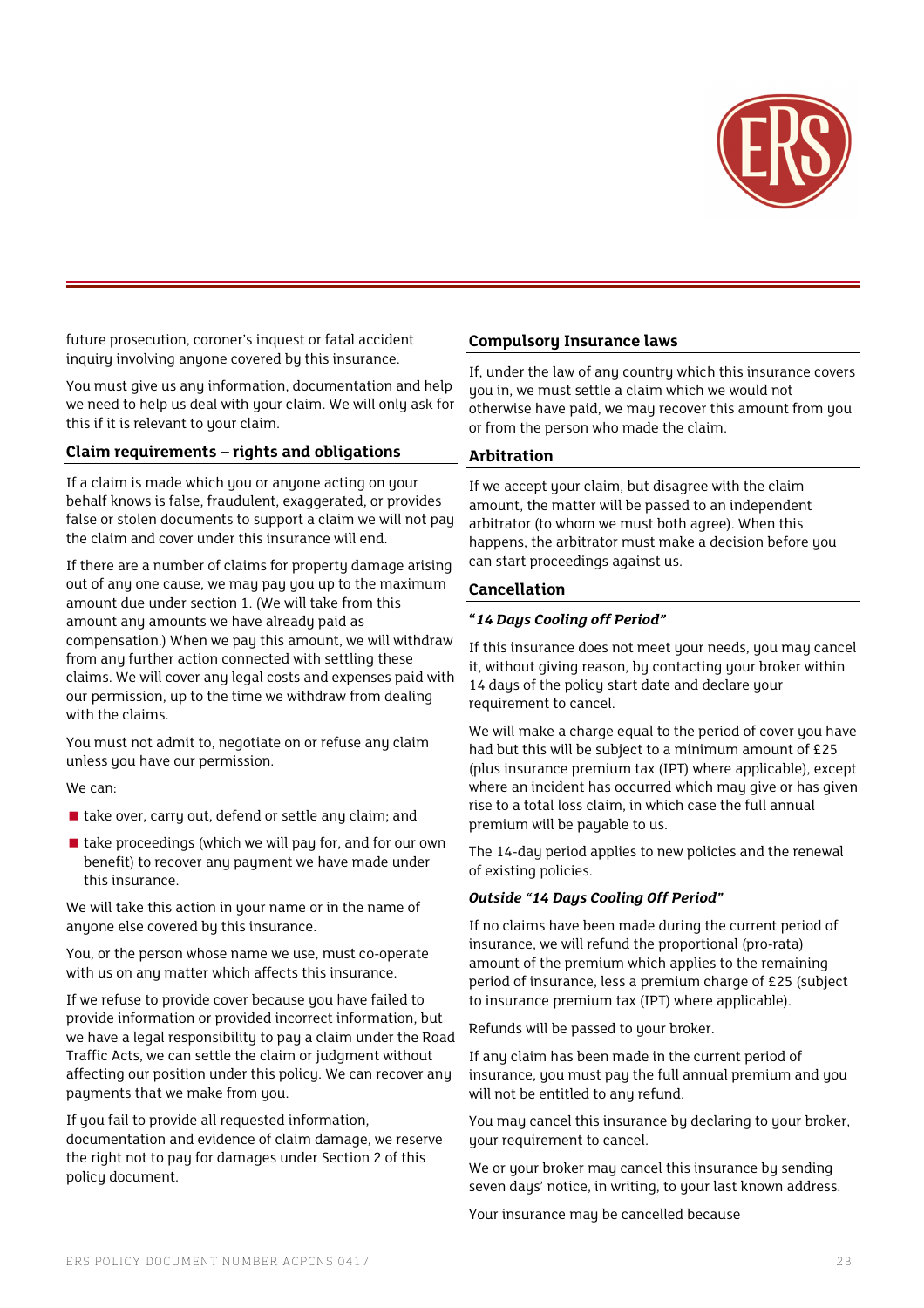future prosecution, coroner's inquest or fatal accident inquiry involving anyone covered by this insurance.

You must give us any information, documentation and help we need to help us deal with your claim. We will only ask for this if it is relevant to your claim.

### Claim requirements – rights and obligations

If a claim is made which you or anyone acting on your behalf knows is false, fraudulent, exaggerated, or provides false or stolen documents to support a claim we will not pay the claim and cover under this insurance will end.

If there are a number of claims for property damage arising out of any one cause, we may pay you up to the maximum amount due under section 1. (We will take from this amount any amounts we have already paid as compensation.) When we pay this amount, we will withdraw from any further action connected with settling these claims. We will cover any legal costs and expenses paid with our permission, up to the time we withdraw from dealing with the claims.

You must not admit to, negotiate on or refuse any claim unless you have our permission.

We can:

- take over, carry out, defend or settle any claim; and
- take proceedings (which we will pay for, and for our own benefit) to recover any payment we have made under this insurance.

We will take this action in your name or in the name of anyone else covered by this insurance.

You, or the person whose name we use, must co-operate with us on any matter which affects this insurance.

If we refuse to provide cover because you have failed to provide information or provided incorrect information, but we have a legal responsibility to pay a claim under the Road Traffic Acts, we can settle the claim or judgment without affecting our position under this policy. We can recover any payments that we make from you.

If you fail to provide all requested information, documentation and evidence of claim damage, we reserve the right not to pay for damages under Section 2 of this policy document.

### Compulsory Insurance laws

If, under the law of any country which this insurance covers you in, we must settle a claim which we would not otherwise have paid, we may recover this amount from you or from the person who made the claim.

### Arbitration

If we accept your claim, but disagree with the claim amount, the matter will be passed to an independent arbitrator (to whom we must both agree). When this happens, the arbitrator must make a decision before you can start proceedings against us.

### Cancellation

***"14 Days Cooling off Period"***

If this insurance does not meet your needs, you may cancel it, without giving reason, by contacting your broker within 14 days of the policy start date and declare your requirement to cancel.

We will make a charge equal to the period of cover you have had but this will be subject to a minimum amount of £25 (plus insurance premium tax (IPT) where applicable), except where an incident has occurred which may give or has given rise to a total loss claim, in which case the full annual premium will be payable to us.

The 14-day period applies to new policies and the renewal of existing policies.

***Outside "14 Days Cooling Off Period"***

If no claims have been made during the current period of insurance, we will refund the proportional (pro-rata) amount of the premium which applies to the remaining period of insurance, less a premium charge of £25 (subject to insurance premium tax (IPT) where applicable).

Refunds will be passed to your broker.

If any claim has been made in the current period of insurance, you must pay the full annual premium and you will not be entitled to any refund.

You may cancel this insurance by declaring to your broker, your requirement to cancel.

We or your broker may cancel this insurance by sending seven days' notice, in writing, to your last known address.

Your insurance may be cancelled because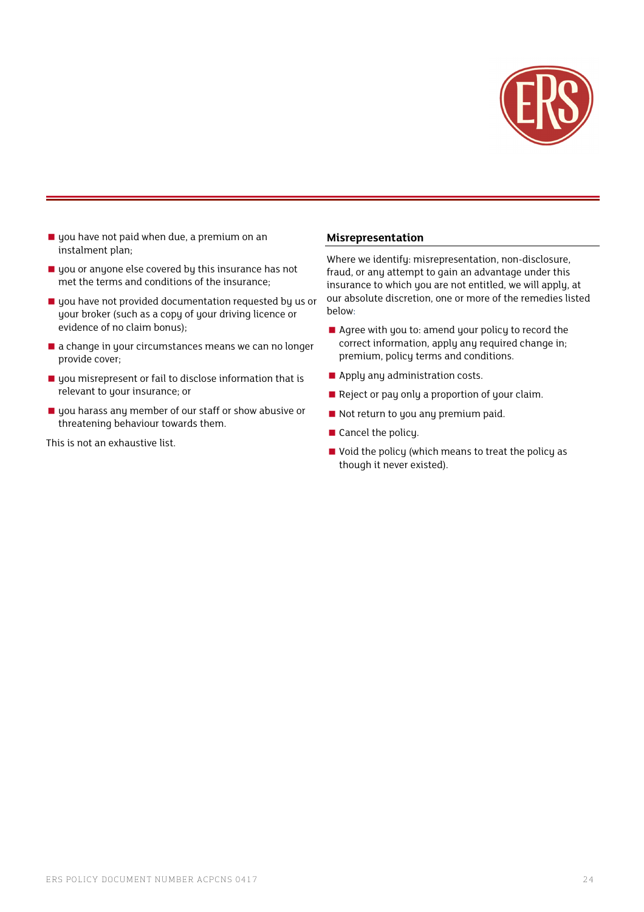- you have not paid when due, a premium on an instalment plan;
- you or anyone else covered by this insurance has not met the terms and conditions of the insurance;
- you have not provided documentation requested by us or your broker (such as a copy of your driving licence or evidence of no claim bonus);
- a change in your circumstances means we can no longer provide cover;
- you misrepresent or fail to disclose information that is relevant to your insurance; or
- you harass any member of our staff or show abusive or threatening behaviour towards them.

This is not an exhaustive list.

## Misrepresentation

Where we identify: misrepresentation, non-disclosure, fraud, or any attempt to gain an advantage under this insurance to which you are not entitled, we will apply, at our absolute discretion, one or more of the remedies listed below:

- Agree with you to: amend your policy to record the correct information, apply any required change in; premium, policy terms and conditions.
- Apply any administration costs.
- Reject or pay only a proportion of your claim.
- Not return to you any premium paid.
- Cancel the policy.
- Void the policy (which means to treat the policy as though it never existed).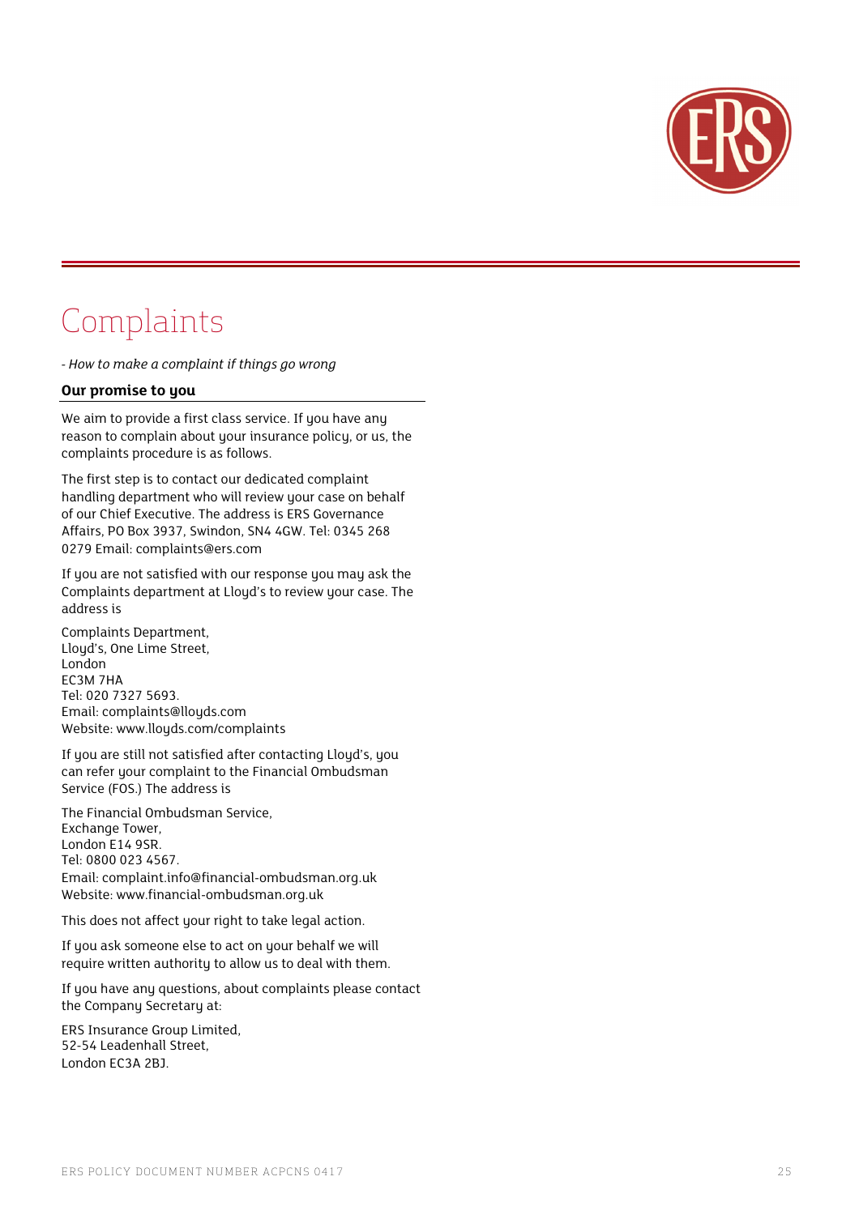# Complaints

*- How to make a complaint if things go wrong*

**Our promise to you**

We aim to provide a first class service. If you have any reason to complain about your insurance policy, or us, the complaints procedure is as follows.

The first step is to contact our dedicated complaint handling department who will review your case on behalf of our Chief Executive. The address is ERS Governance Affairs, PO Box 3937, Swindon, SN4 4GW. Tel: 0345 268 0279 Email: complaints@ers.com

If you are not satisfied with our response you may ask the Complaints department at Lloyd's to review your case. The address is

Complaints Department,
Lloyd's, One Lime Street,
London
EC3M 7HA
Tel: 020 7327 5693.
Email: complaints@lloyds.com
Website: www.lloyds.com/complaints

If you are still not satisfied after contacting Lloyd's, you can refer your complaint to the Financial Ombudsman Service (FOS.) The address is

The Financial Ombudsman Service,
Exchange Tower,
London E14 9SR.
Tel: 0800 023 4567.
Email: complaint.info@financial-ombudsman.org.uk
Website: www.financial-ombudsman.org.uk

This does not affect your right to take legal action.

If you ask someone else to act on your behalf we will require written authority to allow us to deal with them.

If you have any questions, about complaints please contact the Company Secretary at:

ERS Insurance Group Limited,
52-54 Leadenhall Street,
London EC3A 2BJ.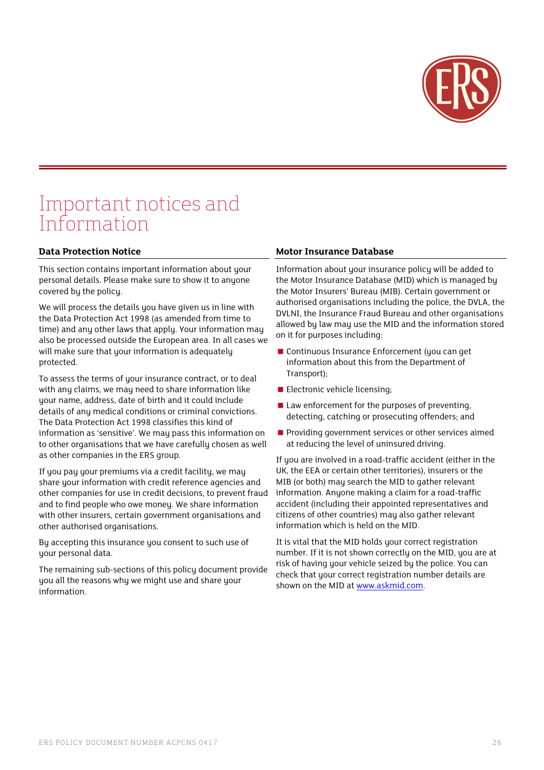# Important notices and Information

## Data Protection Notice

This section contains important information about your personal details. Please make sure to show it to anyone covered by the policy.

We will process the details you have given us in line with the Data Protection Act 1998 (as amended from time to time) and any other laws that apply. Your information may also be processed outside the European area. In all cases we will make sure that your information is adequately protected.

To assess the terms of your insurance contract, or to deal with any claims, we may need to share information like your name, address, date of birth and it could include details of any medical conditions or criminal convictions. The Data Protection Act 1998 classifies this kind of information as 'sensitive'. We may pass this information on to other organisations that we have carefully chosen as well as other companies in the ERS group.

If you pay your premiums via a credit facility, we may share your information with credit reference agencies and other companies for use in credit decisions, to prevent fraud and to find people who owe money. We share information with other insurers, certain government organisations and other authorised organisations.

By accepting this insurance you consent to such use of your personal data.

The remaining sub-sections of this policy document provide you all the reasons why we might use and share your information.

## Motor Insurance Database

Information about your insurance policy will be added to the Motor Insurance Database (MID) which is managed by the Motor Insurers' Bureau (MIB). Certain government or authorised organisations including the police, the DVLA, the DVLNI, the Insurance Fraud Bureau and other organisations allowed by law may use the MID and the information stored on it for purposes including:

- Continuous Insurance Enforcement (you can get information about this from the Department of Transport);
- Electronic vehicle licensing;
- Law enforcement for the purposes of preventing, detecting, catching or prosecuting offenders; and
- Providing government services or other services aimed at reducing the level of uninsured driving.

If you are involved in a road-traffic accident (either in the UK, the EEA or certain other territories), insurers or the MIB (or both) may search the MID to gather relevant information. Anyone making a claim for a road-traffic accident (including their appointed representatives and citizens of other countries) may also gather relevant information which is held on the MID.

It is vital that the MID holds your correct registration number. If it is not shown correctly on the MID, you are at risk of having your vehicle seized by the police. You can check that your correct registration number details are shown on the MID at www.askmid.com.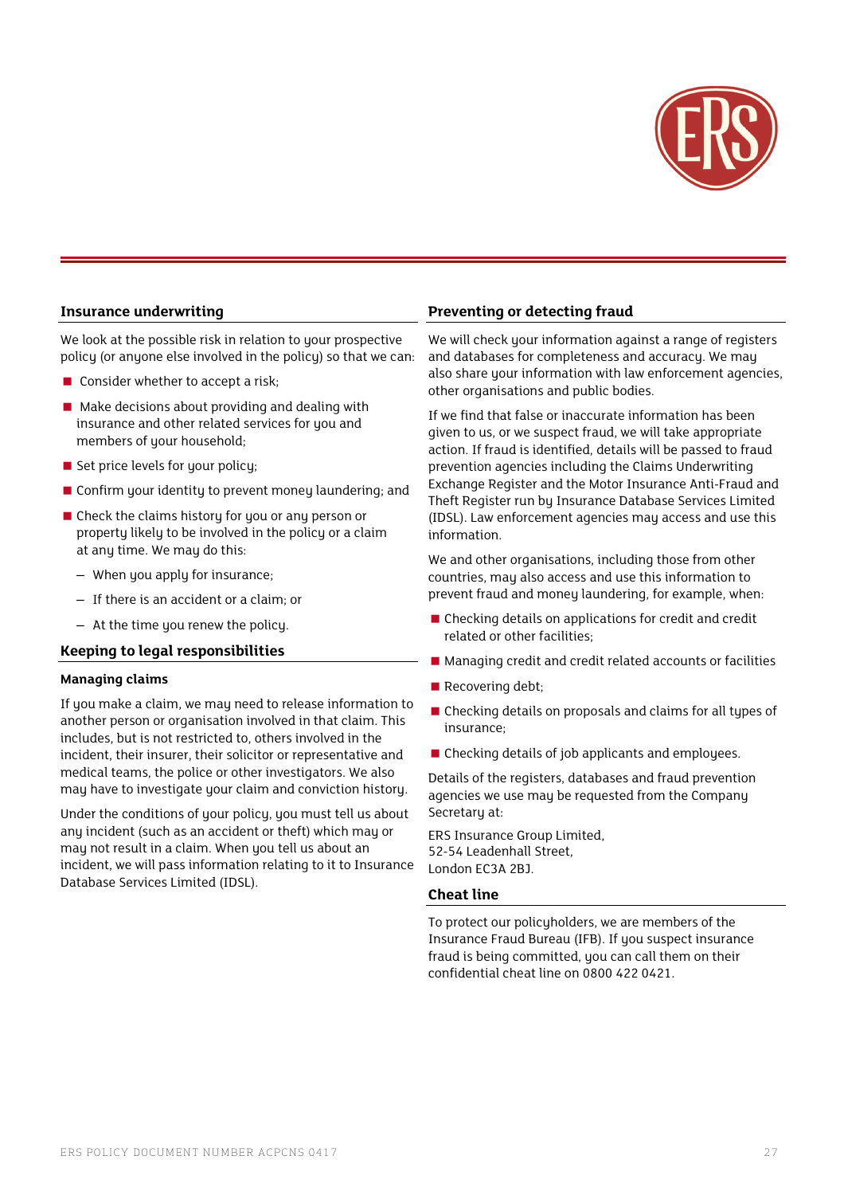## Insurance underwriting

We look at the possible risk in relation to your prospective policy (or anyone else involved in the policy) so that we can:

- Consider whether to accept a risk;
- Make decisions about providing and dealing with insurance and other related services for you and members of your household;
- Set price levels for your policy;
- Confirm your identity to prevent money laundering; and
- Check the claims history for you or any person or property likely to be involved in the policy or a claim at any time. We may do this:
  - When you apply for insurance;
  - If there is an accident or a claim; or
  - At the time you renew the policy.

## Keeping to legal responsibilities

### Managing claims

If you make a claim, we may need to release information to another person or organisation involved in that claim. This includes, but is not restricted to, others involved in the incident, their insurer, their solicitor or representative and medical teams, the police or other investigators. We also may have to investigate your claim and conviction history.

Under the conditions of your policy, you must tell us about any incident (such as an accident or theft) which may or may not result in a claim. When you tell us about an incident, we will pass information relating to it to Insurance Database Services Limited (IDSL).

## Preventing or detecting fraud

We will check your information against a range of registers and databases for completeness and accuracy. We may also share your information with law enforcement agencies, other organisations and public bodies.

If we find that false or inaccurate information has been given to us, or we suspect fraud, we will take appropriate action. If fraud is identified, details will be passed to fraud prevention agencies including the Claims Underwriting Exchange Register and the Motor Insurance Anti-Fraud and Theft Register run by Insurance Database Services Limited (IDSL). Law enforcement agencies may access and use this information.

We and other organisations, including those from other countries, may also access and use this information to prevent fraud and money laundering, for example, when:

- Checking details on applications for credit and credit related or other facilities;
- Managing credit and credit related accounts or facilities
- Recovering debt;
- Checking details on proposals and claims for all types of insurance;
- Checking details of job applicants and employees.

Details of the registers, databases and fraud prevention agencies we use may be requested from the Company Secretary at:

ERS Insurance Group Limited,
52-54 Leadenhall Street,
London EC3A 2BJ.

## Cheat line

To protect our policyholders, we are members of the Insurance Fraud Bureau (IFB). If you suspect insurance fraud is being committed, you can call them on their confidential cheat line on 0800 422 0421.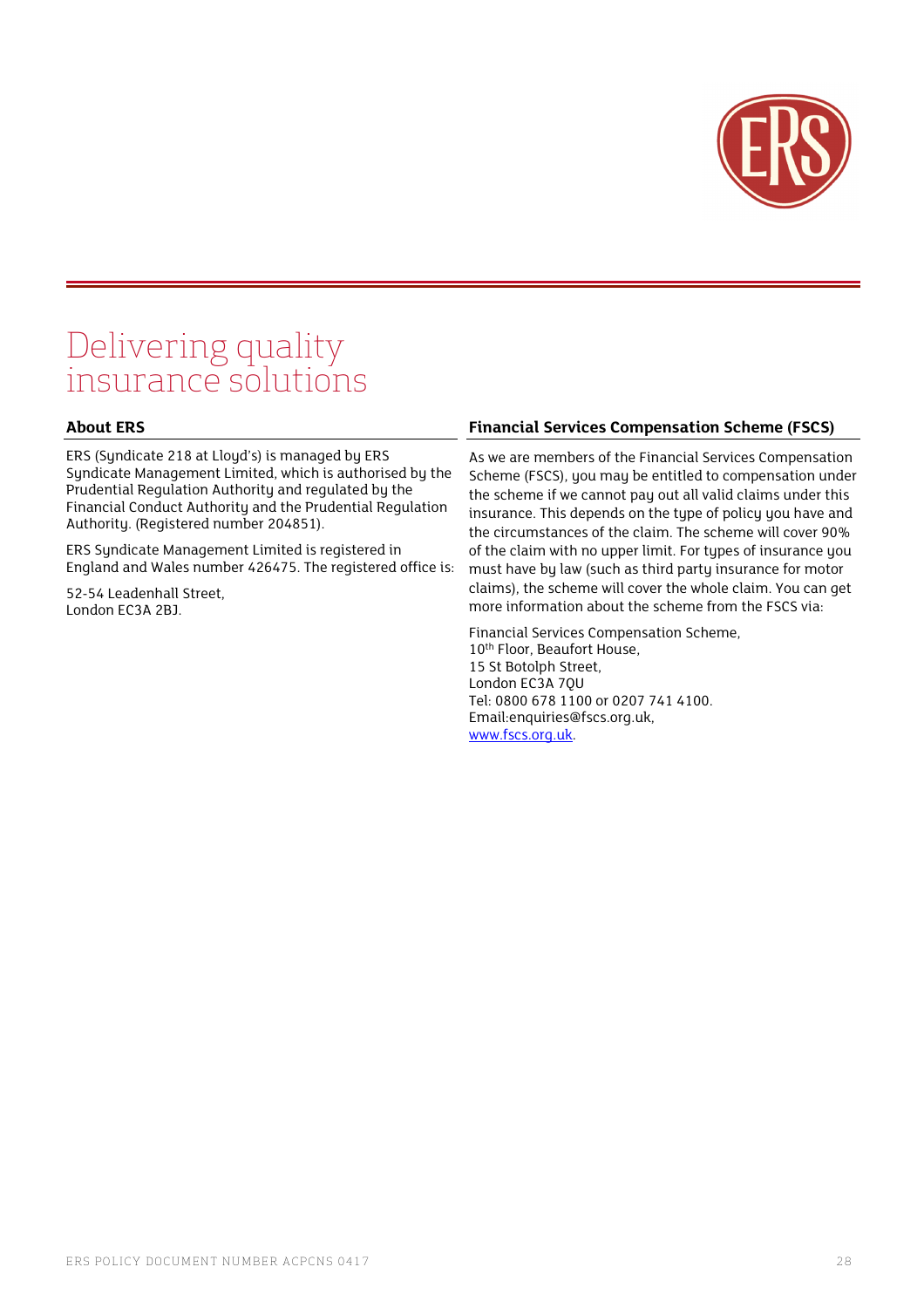# Delivering quality insurance solutions

## About ERS

ERS (Syndicate 218 at Lloyd's) is managed by ERS Syndicate Management Limited, which is authorised by the Prudential Regulation Authority and regulated by the Financial Conduct Authority and the Prudential Regulation Authority. (Registered number 204851).

ERS Syndicate Management Limited is registered in England and Wales number 426475. The registered office is:

52-54 Leadenhall Street,
London EC3A 2BJ.

## Financial Services Compensation Scheme (FSCS)

As we are members of the Financial Services Compensation Scheme (FSCS), you may be entitled to compensation under the scheme if we cannot pay out all valid claims under this insurance. This depends on the type of policy you have and the circumstances of the claim. The scheme will cover 90% of the claim with no upper limit. For types of insurance you must have by law (such as third party insurance for motor claims), the scheme will cover the whole claim. You can get more information about the scheme from the FSCS via:

Financial Services Compensation Scheme,
10th Floor, Beaufort House,
15 St Botolph Street,
London EC3A 7QU
Tel: 0800 678 1100 or 0207 741 4100.
Email:enquiries@fscs.org.uk,
www.fscs.org.uk.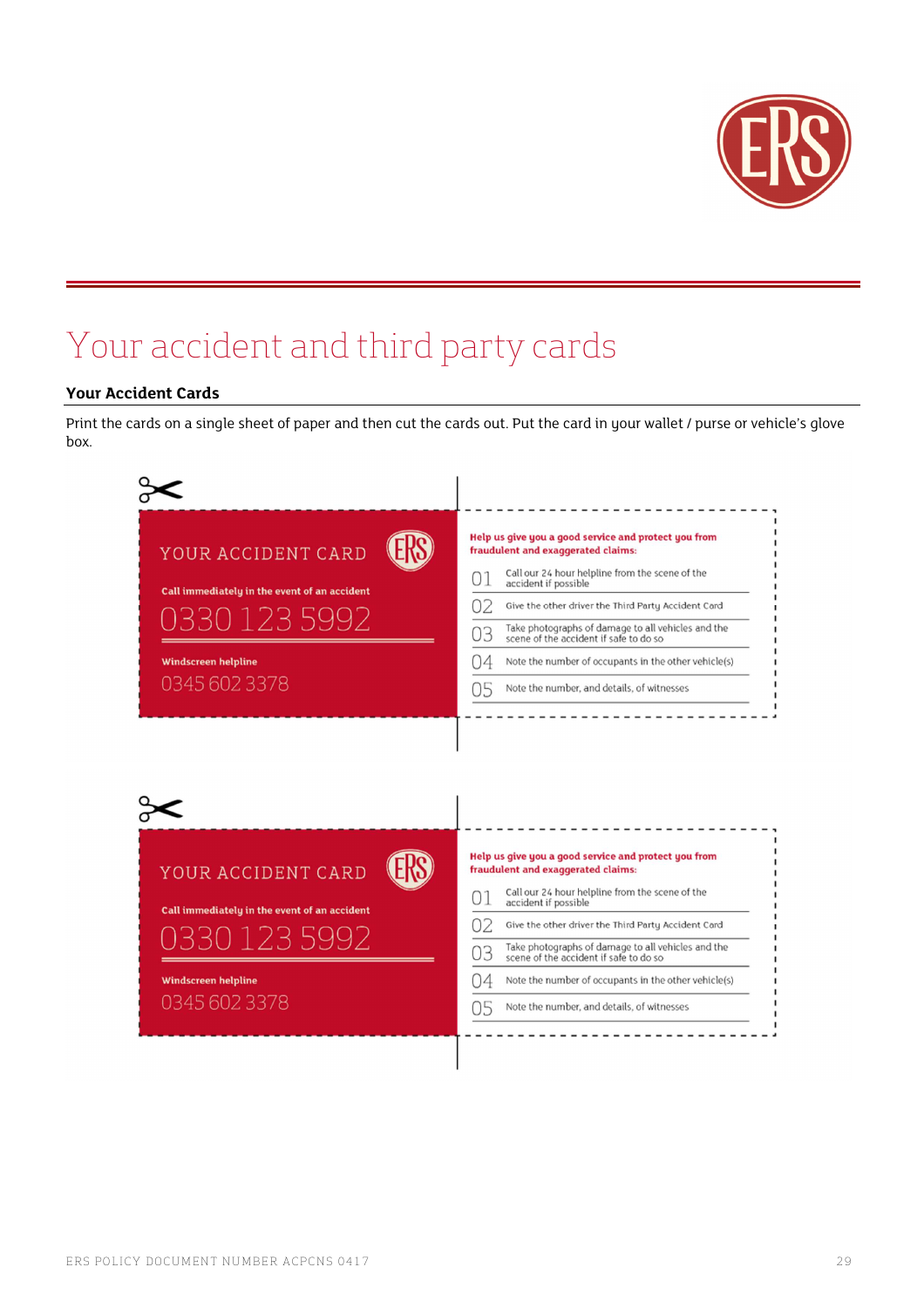# Your accident and third party cards

## Your Accident Cards

Print the cards on a single sheet of paper and then cut the cards out. Put the card in your wallet / purse or vehicle's glove box.

YOUR ACCIDENT CARD

Call immediately in the event of an accident

0330 123 5992

Windscreen helpline

0345 602 3378

**Help us give you a good service and protect you from fraudulent and exaggerated claims:**

01 Call our 24 hour helpline from the scene of the accident if possible

02 Give the other driver the Third Party Accident Card

03 Take photographs of damage to all vehicles and the scene of the accident if safe to do so

04 Note the number of occupants in the other vehicle(s)

05 Note the number, and details, of witnesses

YOUR ACCIDENT CARD

Call immediately in the event of an accident

0330 123 5992

Windscreen helpline

0345 602 3378

**Help us give you a good service and protect you from fraudulent and exaggerated claims:**

01 Call our 24 hour helpline from the scene of the accident if possible

02 Give the other driver the Third Party Accident Card

03 Take photographs of damage to all vehicles and the scene of the accident if safe to do so

04 Note the number of occupants in the other vehicle(s)

05 Note the number, and details, of witnesses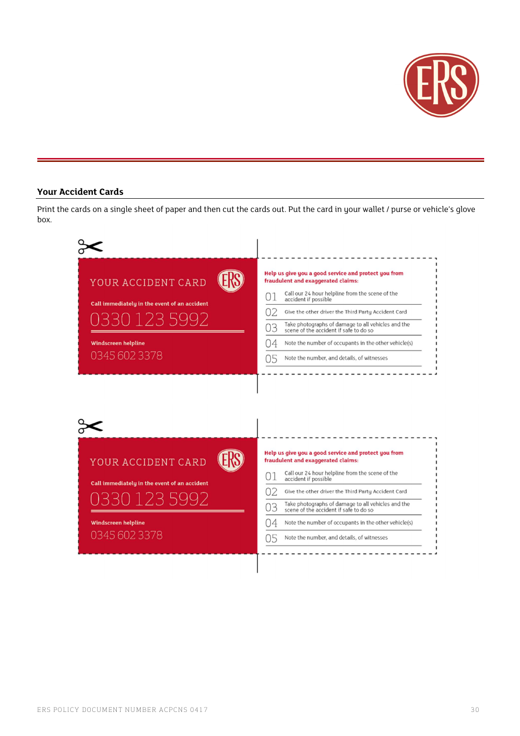## Your Accident Cards

Print the cards on a single sheet of paper and then cut the cards out. Put the card in your wallet / purse or vehicle's glove box.

YOUR ACCIDENT CARD

Call immediately in the event of an accident

0330 123 5992

Windscreen helpline

0345 602 3378

**Help us give you a good service and protect you from fraudulent and exaggerated claims:**

01 Call our 24 hour helpline from the scene of the accident if possible

02 Give the other driver the Third Party Accident Card

03 Take photographs of damage to all vehicles and the scene of the accident if safe to do so

04 Note the number of occupants in the other vehicle(s)

05 Note the number, and details, of witnesses

YOUR ACCIDENT CARD

Call immediately in the event of an accident

0330 123 5992

Windscreen helpline

0345 602 3378

**Help us give you a good service and protect you from fraudulent and exaggerated claims:**

01 Call our 24 hour helpline from the scene of the accident if possible

02 Give the other driver the Third Party Accident Card

03 Take photographs of damage to all vehicles and the scene of the accident if safe to do so

04 Note the number of occupants in the other vehicle(s)

05 Note the number, and details, of witnesses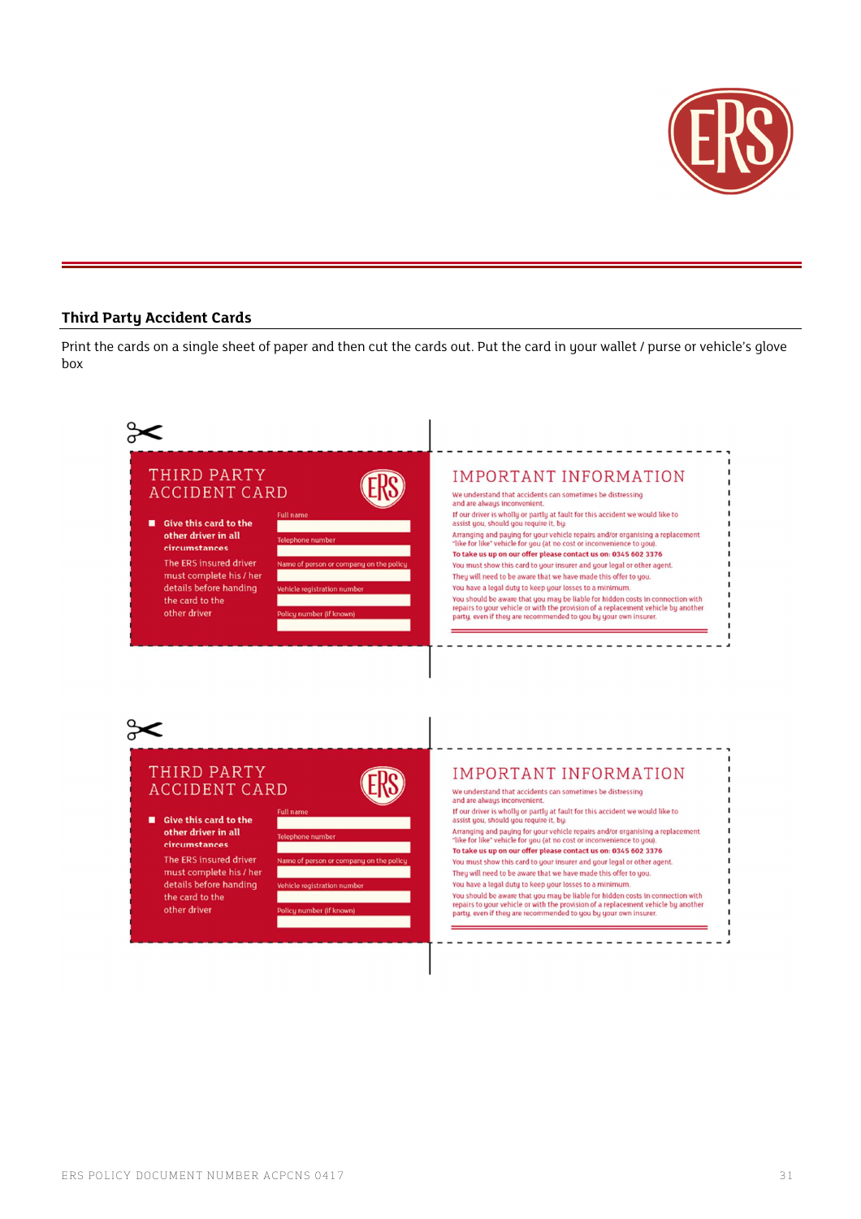### Third Party Accident Cards

Print the cards on a single sheet of paper and then cut the cards out. Put the card in your wallet / purse or vehicle's glove box

THIRD PARTY ACCIDENT CARD

- **Give this card to the other driver in all circumstances**

The ERS insured driver must complete his / her details before handing the card to the other driver

Full name

Telephone number

Name of person or company on the policy

Vehicle registration number

Policy number (if known)

IMPORTANT INFORMATION

We understand that accidents can sometimes be distressing and are always inconvenient.

If our driver is wholly or partly at fault for this accident we would like to assist you, should you require it, by:

Arranging and paying for your vehicle repairs and/or organising a replacement "like for like" vehicle for you (at no cost or inconvenience to you).

**To take us up on our offer please contact us on: 0345 602 3376**

You must show this card to your insurer and your legal or other agent.

They will need to be aware that we have made this offer to you.

You have a legal duty to keep your losses to a minimum.

You should be aware that you may be liable for hidden costs in connection with repairs to your vehicle or with the provision of a replacement vehicle by another party, even if they are recommended to you by your own insurer.

THIRD PARTY ACCIDENT CARD

- **Give this card to the other driver in all circumstances**

The ERS insured driver must complete his / her details before handing the card to the other driver

Full name

Telephone number

Name of person or company on the policy

Vehicle registration number

Policy number (if known)

IMPORTANT INFORMATION

We understand that accidents can sometimes be distressing and are always inconvenient.

If our driver is wholly or partly at fault for this accident we would like to assist you, should you require it, by:

Arranging and paying for your vehicle repairs and/or organising a replacement "like for like" vehicle for you (at no cost or inconvenience to you).

**To take us up on our offer please contact us on: 0345 602 3376**

You must show this card to your insurer and your legal or other agent.

They will need to be aware that we have made this offer to you.

You have a legal duty to keep your losses to a minimum.

You should be aware that you may be liable for hidden costs in connection with repairs to your vehicle or with the provision of a replacement vehicle by another party, even if they are recommended to you by your own insurer.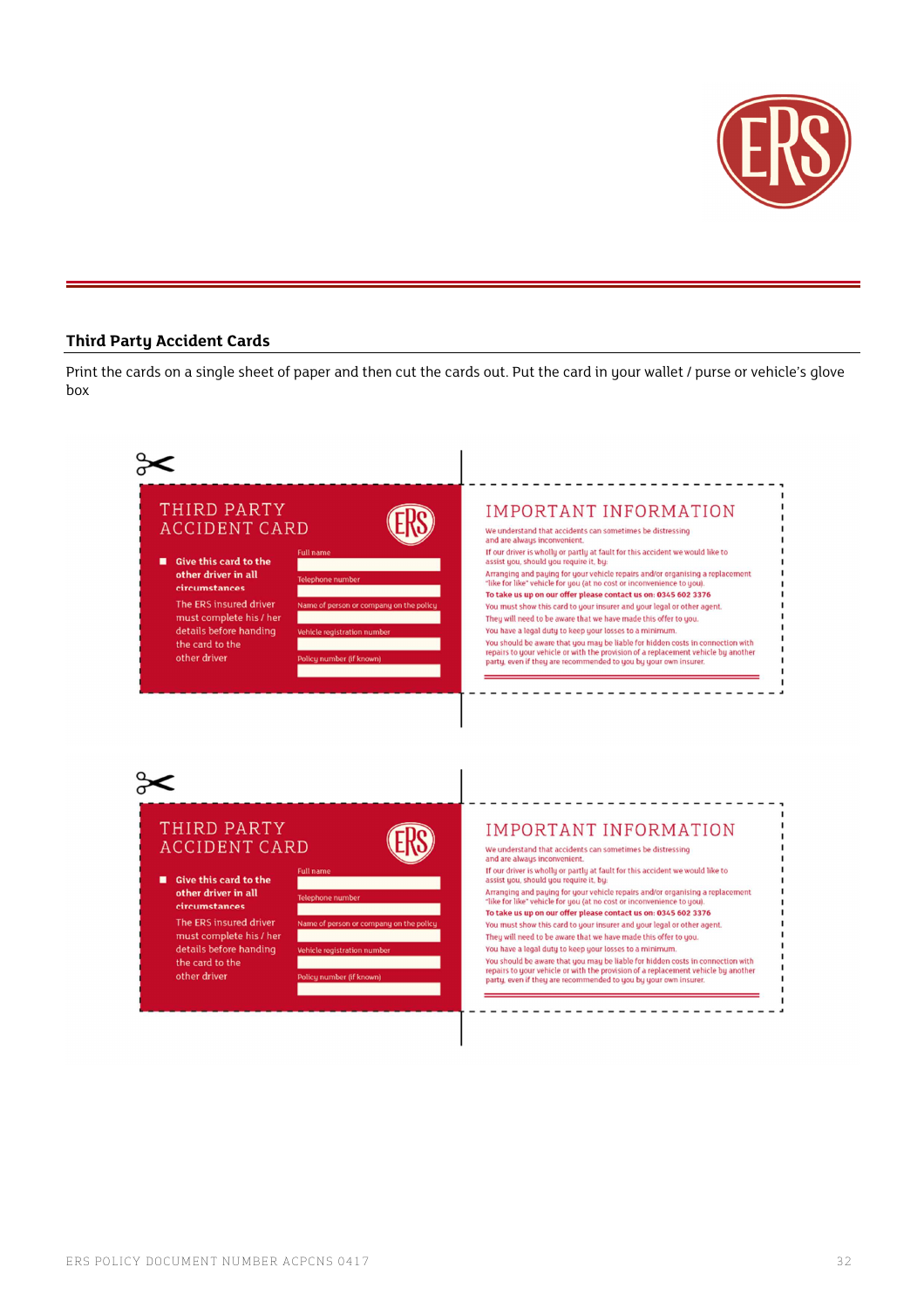## Third Party Accident Cards

Print the cards on a single sheet of paper and then cut the cards out. Put the card in your wallet / purse or vehicle's glove box

THIRD PARTY ACCIDENT CARD

- **Give this card to the other driver in all circumstances**

The ERS insured driver must complete his / her details before handing the card to the other driver

Full name

Telephone number

Name of person or company on the policy

Vehicle registration number

Policy number (if known)

IMPORTANT INFORMATION

We understand that accidents can sometimes be distressing and are always inconvenient.

If our driver is wholly or partly at fault for this accident we would like to assist you, should you require it, by:

Arranging and paying for your vehicle repairs and/or organising a replacement "like for like" vehicle for you (at no cost or inconvenience to you).

**To take us up on our offer please contact us on: 0345 602 3376**

You must show this card to your insurer and your legal or other agent.

They will need to be aware that we have made this offer to you.

You have a legal duty to keep your losses to a minimum.

You should be aware that you may be liable for hidden costs in connection with repairs to your vehicle or with the provision of a replacement vehicle by another party, even if they are recommended to you by your own insurer.

THIRD PARTY ACCIDENT CARD

- **Give this card to the other driver in all circumstances**

The ERS insured driver must complete his / her details before handing the card to the other driver

Full name

Telephone number

Name of person or company on the policy

Vehicle registration number

Policy number (if known)

IMPORTANT INFORMATION

We understand that accidents can sometimes be distressing and are always inconvenient.

If our driver is wholly or partly at fault for this accident we would like to assist you, should you require it, by:

Arranging and paying for your vehicle repairs and/or organising a replacement "like for like" vehicle for you (at no cost or inconvenience to you).

**To take us up on our offer please contact us on: 0345 602 3376**

You must show this card to your insurer and your legal or other agent.

They will need to be aware that we have made this offer to you.

You have a legal duty to keep your losses to a minimum.

You should be aware that you may be liable for hidden costs in connection with repairs to your vehicle or with the provision of a replacement vehicle by another party, even if they are recommended to you by your own insurer.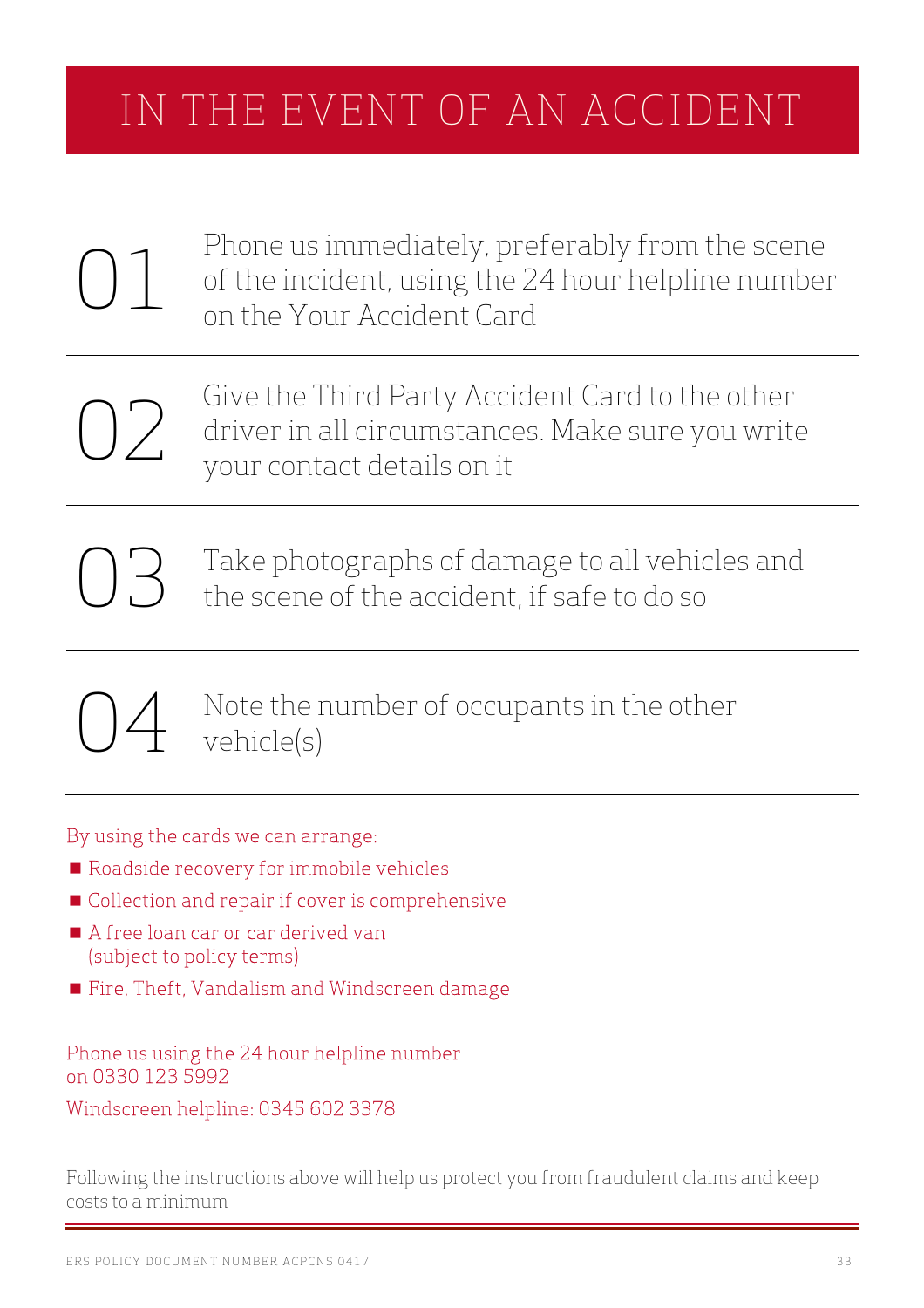# IN THE EVENT OF AN ACCIDENT

01 Phone us immediately, preferably from the scene of the incident, using the 24 hour helpline number on the Your Accident Card

02 Give the Third Party Accident Card to the other driver in all circumstances. Make sure you write your contact details on it

03 Take photographs of damage to all vehicles and the scene of the accident, if safe to do so

04 Note the number of occupants in the other vehicle(s)

By using the cards we can arrange:

- Roadside recovery for immobile vehicles
- Collection and repair if cover is comprehensive
- A free loan car or car derived van (subject to policy terms)
- Fire, Theft, Vandalism and Windscreen damage

Phone us using the 24 hour helpline number on 0330 123 5992

Windscreen helpline: 0345 602 3378

Following the instructions above will help us protect you from fraudulent claims and keep costs to a minimum

ERS POLICY DOCUMENT NUMBER ACPCNS 0417